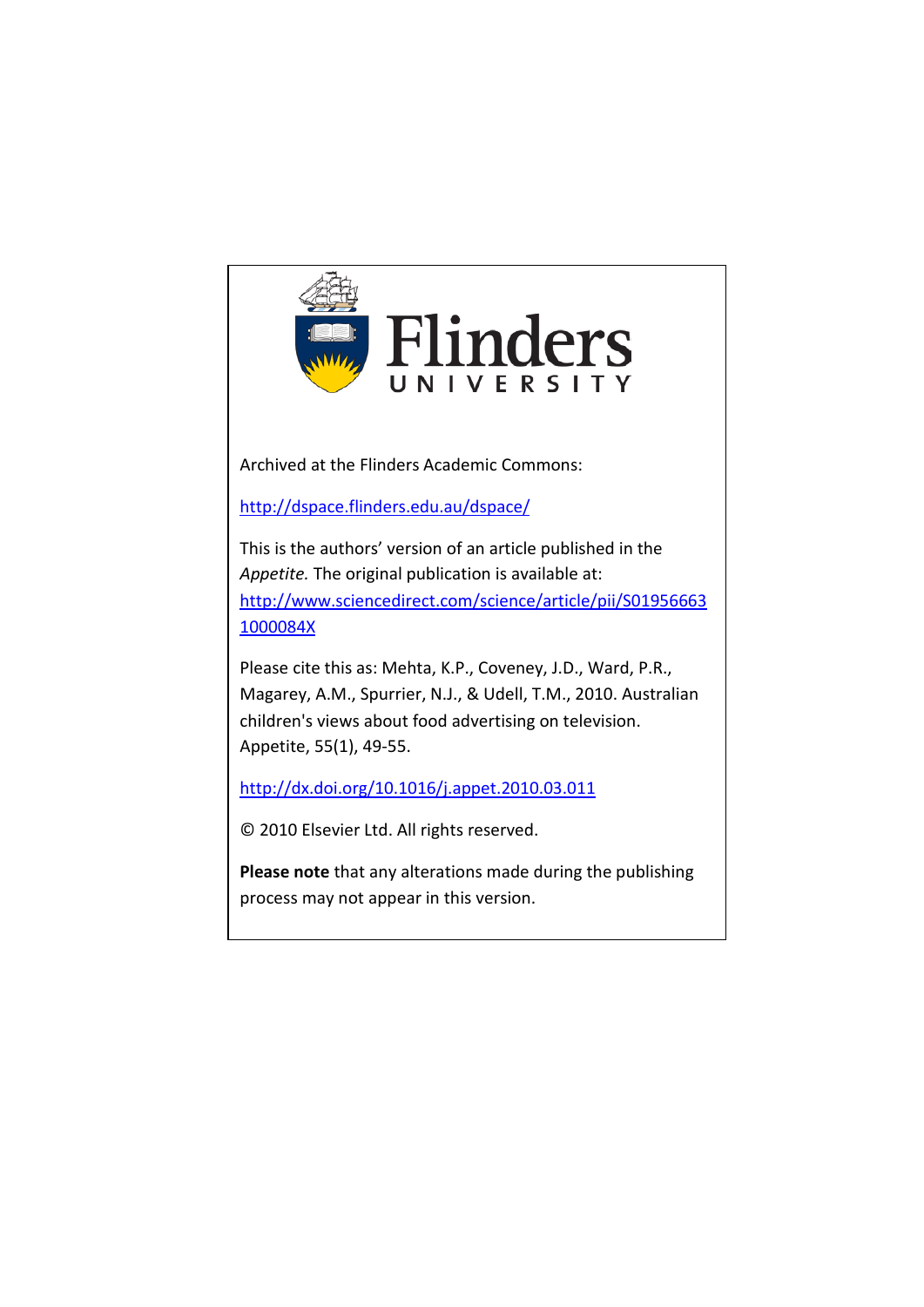Flinders
UNIVERSITY

Archived at the Flinders Academic Commons:

http://dspace.flinders.edu.au/dspace/

This is the authors' version of an article published in the *Appetite.* The original publication is available at: http://www.sciencedirect.com/science/article/pii/S019566631000084X

Please cite this as: Mehta, K.P., Coveney, J.D., Ward, P.R., Magarey, A.M., Spurrier, N.J., & Udell, T.M., 2010. Australian children's views about food advertising on television. Appetite, 55(1), 49-55.

http://dx.doi.org/10.1016/j.appet.2010.03.011

© 2010 Elsevier Ltd. All rights reserved.

**Please note** that any alterations made during the publishing process may not appear in this version.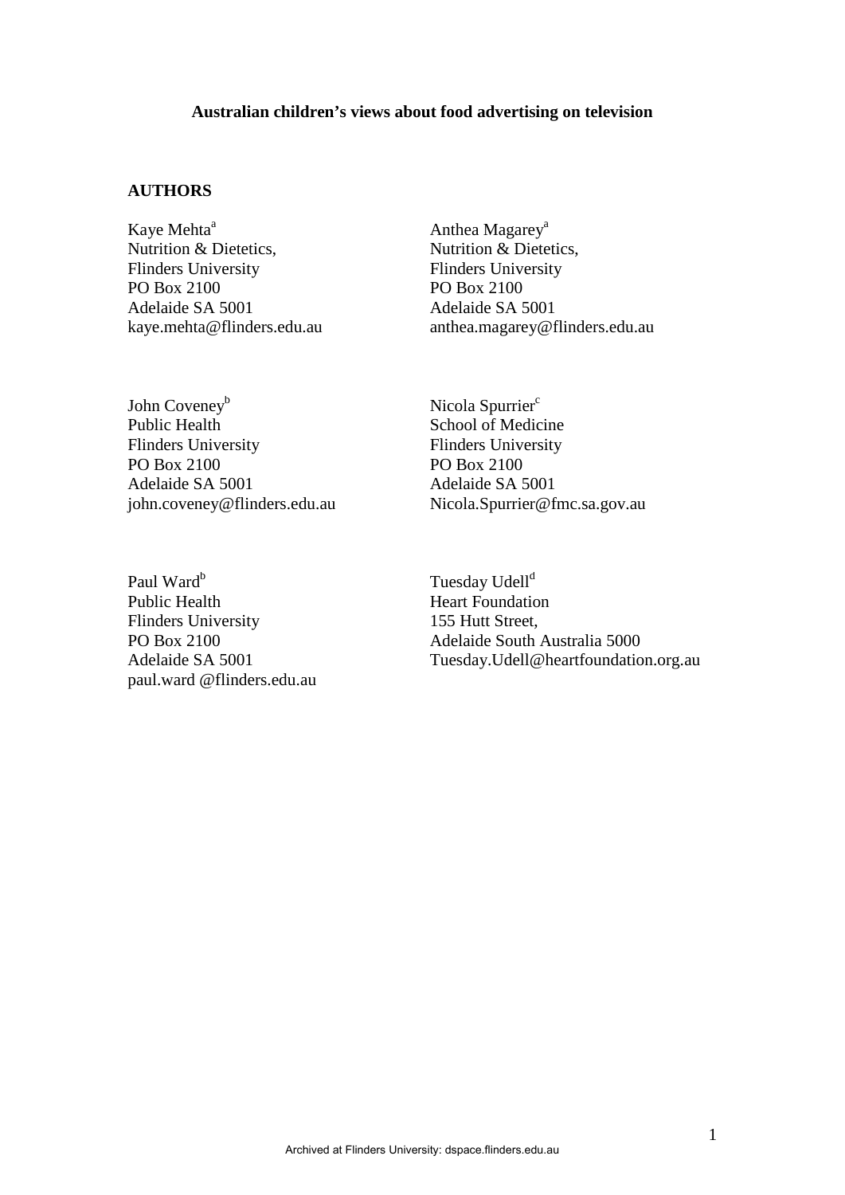**Australian children's views about food advertising on television**

## AUTHORS

Kaye Mehta[a]
Nutrition & Dietetics,
Flinders University
PO Box 2100
Adelaide SA 5001
kaye.mehta@flinders.edu.au

Anthea Magarey[a]
Nutrition & Dietetics,
Flinders University
PO Box 2100
Adelaide SA 5001
anthea.magarey@flinders.edu.au

John Coveney[b]
Public Health
Flinders University
PO Box 2100
Adelaide SA 5001
john.coveney@flinders.edu.au

Nicola Spurrier[c]
School of Medicine
Flinders University
PO Box 2100
Adelaide SA 5001
Nicola.Spurrier@fmc.sa.gov.au

Paul Ward[b]
Public Health
Flinders University
PO Box 2100
Adelaide SA 5001
paul.ward @flinders.edu.au

Tuesday Udell[d]
Heart Foundation
155 Hutt Street,
Adelaide South Australia 5000
Tuesday.Udell@heartfoundation.org.au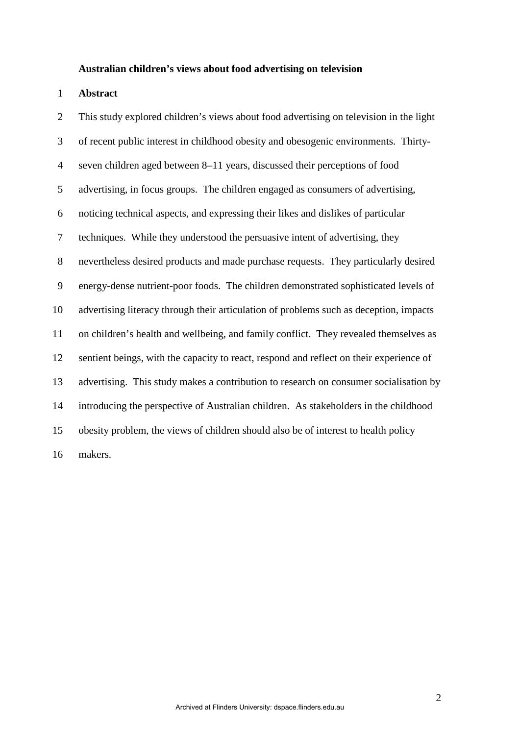**Australian children's views about food advertising on television**

## Abstract

This study explored children's views about food advertising on television in the light of recent public interest in childhood obesity and obesogenic environments. Thirty-seven children aged between 8–11 years, discussed their perceptions of food advertising, in focus groups. The children engaged as consumers of advertising, noticing technical aspects, and expressing their likes and dislikes of particular techniques. While they understood the persuasive intent of advertising, they nevertheless desired products and made purchase requests. They particularly desired energy-dense nutrient-poor foods. The children demonstrated sophisticated levels of advertising literacy through their articulation of problems such as deception, impacts on children's health and wellbeing, and family conflict. They revealed themselves as sentient beings, with the capacity to react, respond and reflect on their experience of advertising. This study makes a contribution to research on consumer socialisation by introducing the perspective of Australian children. As stakeholders in the childhood obesity problem, the views of children should also be of interest to health policy makers.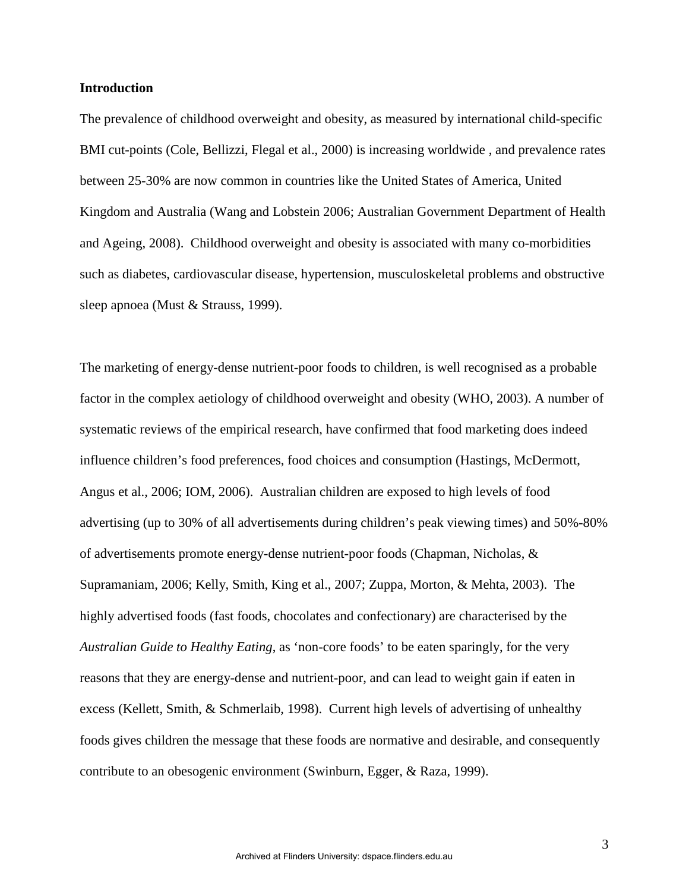**Introduction**

The prevalence of childhood overweight and obesity, as measured by international child-specific BMI cut-points (Cole, Bellizzi, Flegal et al., 2000) is increasing worldwide , and prevalence rates between 25-30% are now common in countries like the United States of America, United Kingdom and Australia (Wang and Lobstein 2006; Australian Government Department of Health and Ageing, 2008). Childhood overweight and obesity is associated with many co-morbidities such as diabetes, cardiovascular disease, hypertension, musculoskeletal problems and obstructive sleep apnoea (Must & Strauss, 1999).

The marketing of energy-dense nutrient-poor foods to children, is well recognised as a probable factor in the complex aetiology of childhood overweight and obesity (WHO, 2003). A number of systematic reviews of the empirical research, have confirmed that food marketing does indeed influence children's food preferences, food choices and consumption (Hastings, McDermott, Angus et al., 2006; IOM, 2006). Australian children are exposed to high levels of food advertising (up to 30% of all advertisements during children's peak viewing times) and 50%-80% of advertisements promote energy-dense nutrient-poor foods (Chapman, Nicholas, & Supramaniam, 2006; Kelly, Smith, King et al., 2007; Zuppa, Morton, & Mehta, 2003). The highly advertised foods (fast foods, chocolates and confectionary) are characterised by the *Australian Guide to Healthy Eating*, as 'non-core foods' to be eaten sparingly, for the very reasons that they are energy-dense and nutrient-poor, and can lead to weight gain if eaten in excess (Kellett, Smith, & Schmerlaib, 1998). Current high levels of advertising of unhealthy foods gives children the message that these foods are normative and desirable, and consequently contribute to an obesogenic environment (Swinburn, Egger, & Raza, 1999).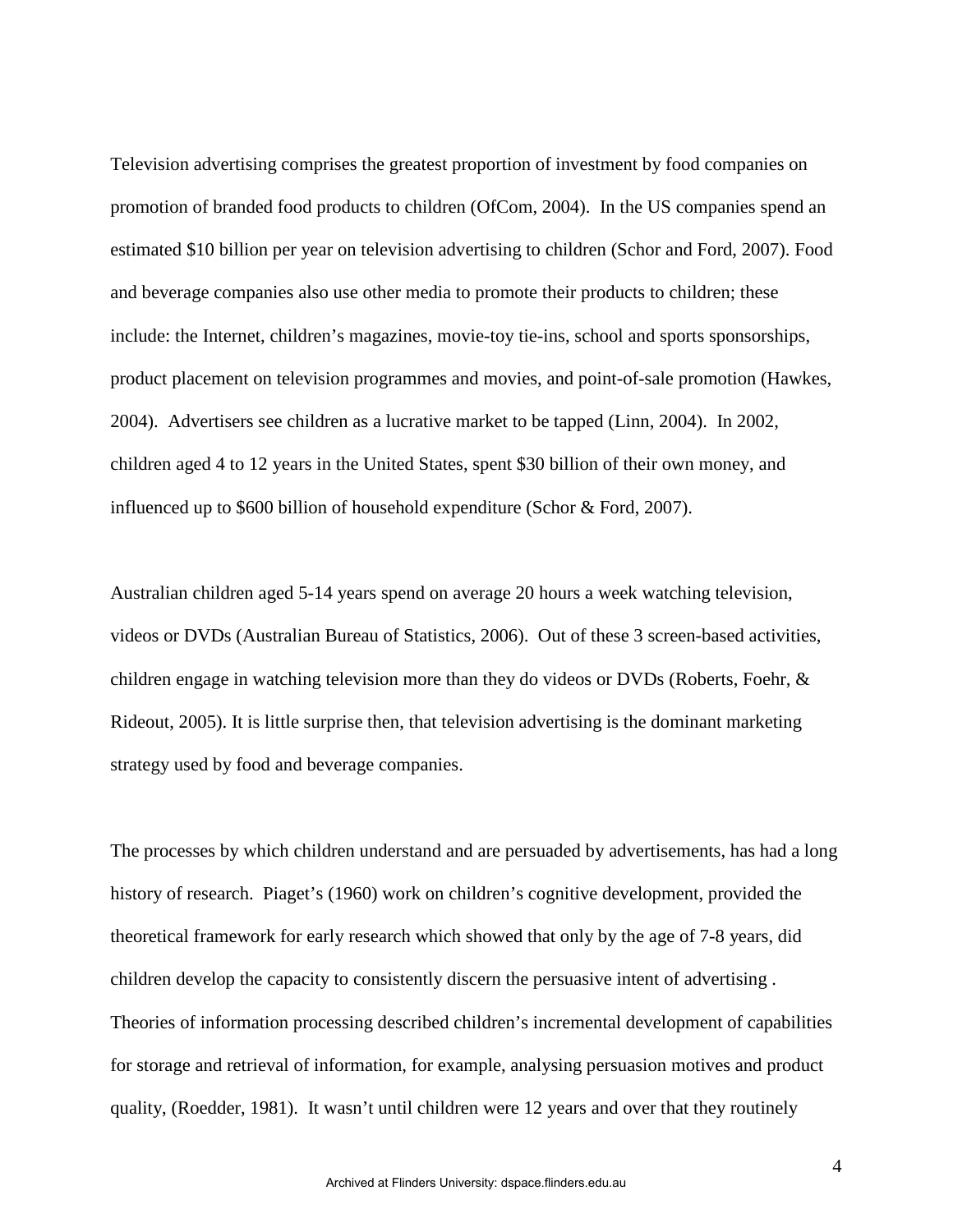Television advertising comprises the greatest proportion of investment by food companies on promotion of branded food products to children (OfCom, 2004). In the US companies spend an estimated $10 billion per year on television advertising to children (Schor and Ford, 2007). Food and beverage companies also use other media to promote their products to children; these include: the Internet, children's magazines, movie-toy tie-ins, school and sports sponsorships, product placement on television programmes and movies, and point-of-sale promotion (Hawkes, 2004). Advertisers see children as a lucrative market to be tapped (Linn, 2004). In 2002, children aged 4 to 12 years in the United States, spent $30 billion of their own money, and influenced up to $600 billion of household expenditure (Schor & Ford, 2007).

Australian children aged 5-14 years spend on average 20 hours a week watching television, videos or DVDs (Australian Bureau of Statistics, 2006). Out of these 3 screen-based activities, children engage in watching television more than they do videos or DVDs (Roberts, Foehr, & Rideout, 2005). It is little surprise then, that television advertising is the dominant marketing strategy used by food and beverage companies.

The processes by which children understand and are persuaded by advertisements, has had a long history of research. Piaget's (1960) work on children's cognitive development, provided the theoretical framework for early research which showed that only by the age of 7-8 years, did children develop the capacity to consistently discern the persuasive intent of advertising . Theories of information processing described children's incremental development of capabilities for storage and retrieval of information, for example, analysing persuasion motives and product quality, (Roedder, 1981). It wasn't until children were 12 years and over that they routinely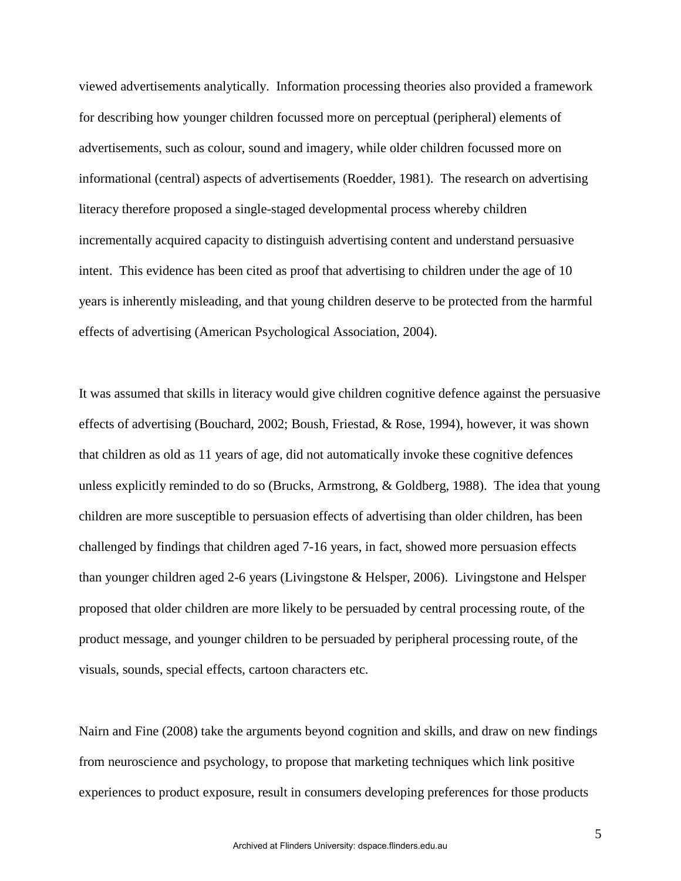viewed advertisements analytically. Information processing theories also provided a framework for describing how younger children focussed more on perceptual (peripheral) elements of advertisements, such as colour, sound and imagery, while older children focussed more on informational (central) aspects of advertisements (Roedder, 1981). The research on advertising literacy therefore proposed a single-staged developmental process whereby children incrementally acquired capacity to distinguish advertising content and understand persuasive intent. This evidence has been cited as proof that advertising to children under the age of 10 years is inherently misleading, and that young children deserve to be protected from the harmful effects of advertising (American Psychological Association, 2004).

It was assumed that skills in literacy would give children cognitive defence against the persuasive effects of advertising (Bouchard, 2002; Boush, Friestad, & Rose, 1994), however, it was shown that children as old as 11 years of age, did not automatically invoke these cognitive defences unless explicitly reminded to do so (Brucks, Armstrong, & Goldberg, 1988). The idea that young children are more susceptible to persuasion effects of advertising than older children, has been challenged by findings that children aged 7-16 years, in fact, showed more persuasion effects than younger children aged 2-6 years (Livingstone & Helsper, 2006). Livingstone and Helsper proposed that older children are more likely to be persuaded by central processing route, of the product message, and younger children to be persuaded by peripheral processing route, of the visuals, sounds, special effects, cartoon characters etc.

Nairn and Fine (2008) take the arguments beyond cognition and skills, and draw on new findings from neuroscience and psychology, to propose that marketing techniques which link positive experiences to product exposure, result in consumers developing preferences for those products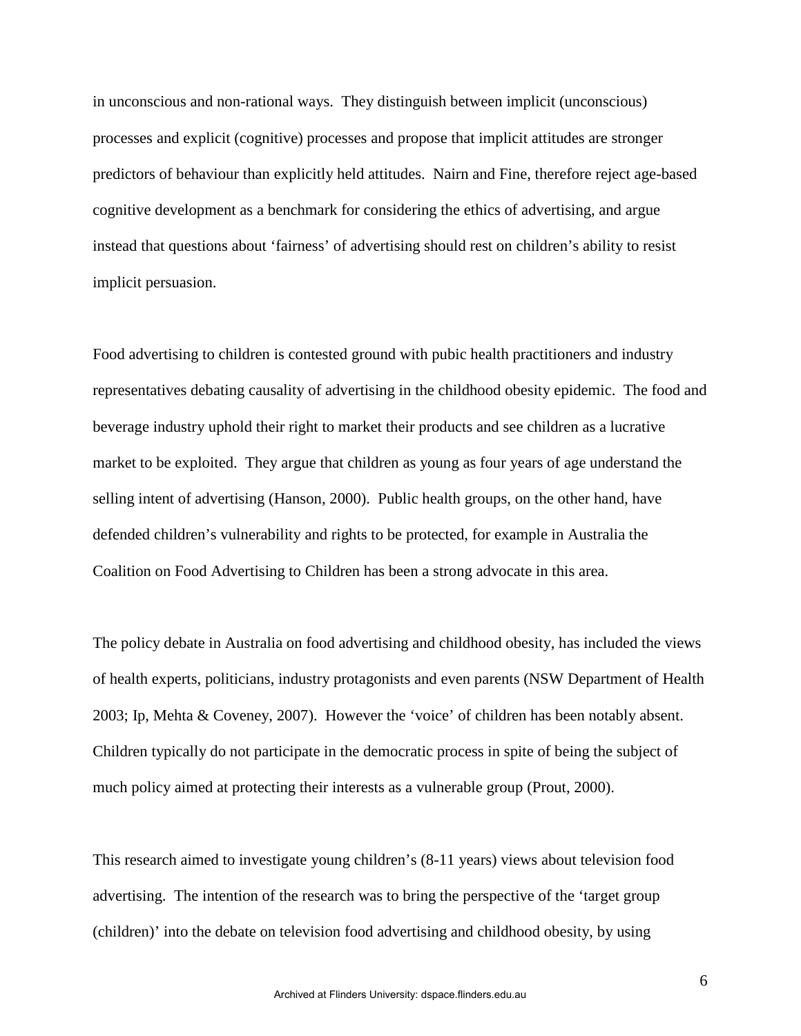in unconscious and non-rational ways. They distinguish between implicit (unconscious) processes and explicit (cognitive) processes and propose that implicit attitudes are stronger predictors of behaviour than explicitly held attitudes. Nairn and Fine, therefore reject age-based cognitive development as a benchmark for considering the ethics of advertising, and argue instead that questions about 'fairness' of advertising should rest on children's ability to resist implicit persuasion.

Food advertising to children is contested ground with pubic health practitioners and industry representatives debating causality of advertising in the childhood obesity epidemic. The food and beverage industry uphold their right to market their products and see children as a lucrative market to be exploited. They argue that children as young as four years of age understand the selling intent of advertising (Hanson, 2000). Public health groups, on the other hand, have defended children's vulnerability and rights to be protected, for example in Australia the Coalition on Food Advertising to Children has been a strong advocate in this area.

The policy debate in Australia on food advertising and childhood obesity, has included the views of health experts, politicians, industry protagonists and even parents (NSW Department of Health 2003; Ip, Mehta & Coveney, 2007). However the 'voice' of children has been notably absent. Children typically do not participate in the democratic process in spite of being the subject of much policy aimed at protecting their interests as a vulnerable group (Prout, 2000).

This research aimed to investigate young children's (8-11 years) views about television food advertising. The intention of the research was to bring the perspective of the 'target group (children)' into the debate on television food advertising and childhood obesity, by using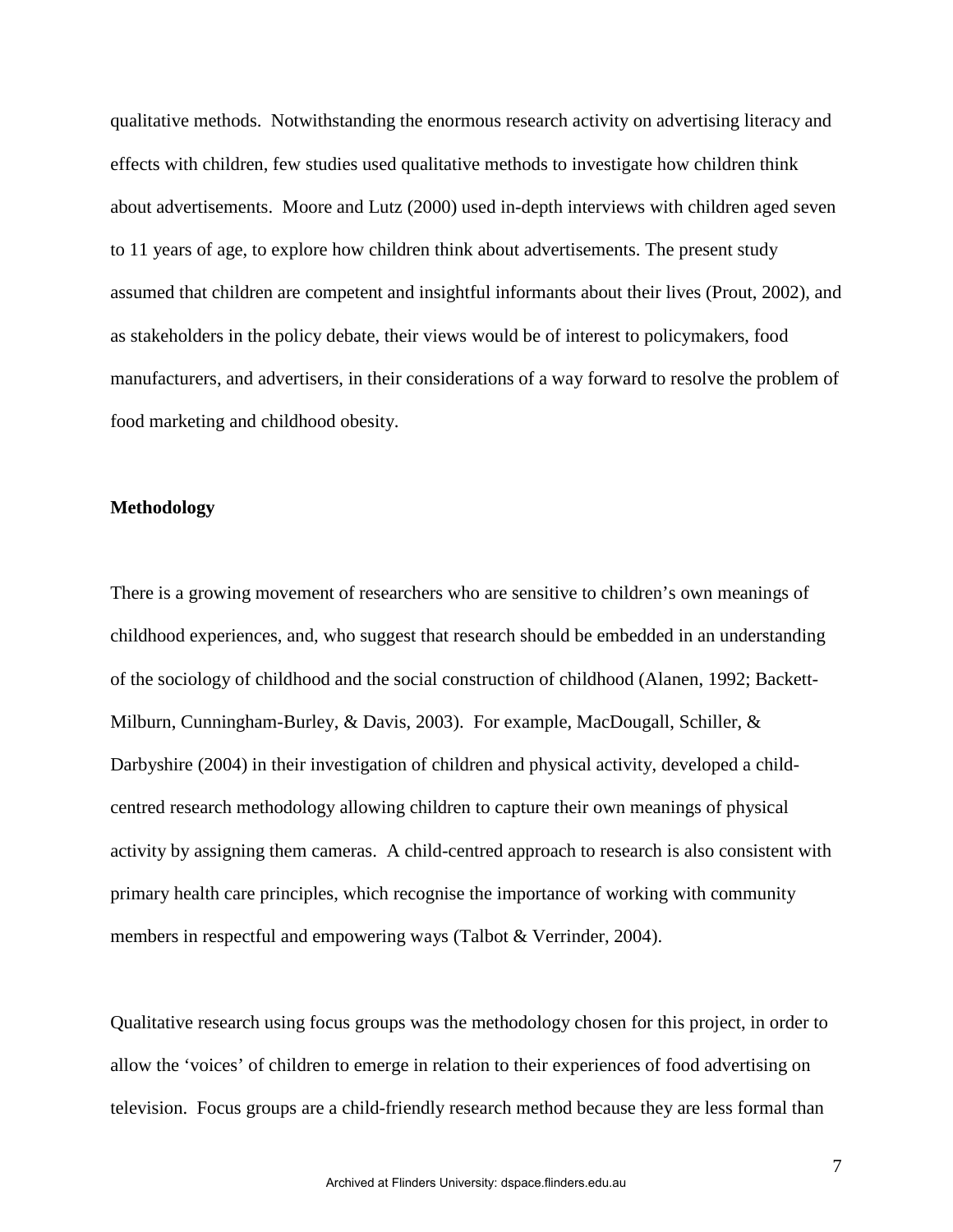qualitative methods. Notwithstanding the enormous research activity on advertising literacy and effects with children, few studies used qualitative methods to investigate how children think about advertisements. Moore and Lutz (2000) used in-depth interviews with children aged seven to 11 years of age, to explore how children think about advertisements. The present study assumed that children are competent and insightful informants about their lives (Prout, 2002), and as stakeholders in the policy debate, their views would be of interest to policymakers, food manufacturers, and advertisers, in their considerations of a way forward to resolve the problem of food marketing and childhood obesity.

**Methodology**

There is a growing movement of researchers who are sensitive to children's own meanings of childhood experiences, and, who suggest that research should be embedded in an understanding of the sociology of childhood and the social construction of childhood (Alanen, 1992; Backett-Milburn, Cunningham-Burley, & Davis, 2003). For example, MacDougall, Schiller, & Darbyshire (2004) in their investigation of children and physical activity, developed a child-centred research methodology allowing children to capture their own meanings of physical activity by assigning them cameras. A child-centred approach to research is also consistent with primary health care principles, which recognise the importance of working with community members in respectful and empowering ways (Talbot & Verrinder, 2004).

Qualitative research using focus groups was the methodology chosen for this project, in order to allow the 'voices' of children to emerge in relation to their experiences of food advertising on television. Focus groups are a child-friendly research method because they are less formal than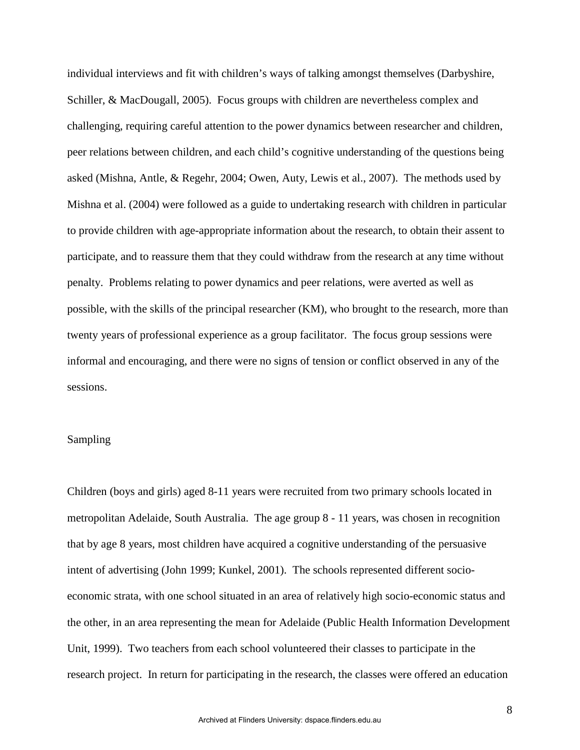individual interviews and fit with children's ways of talking amongst themselves (Darbyshire, Schiller, & MacDougall, 2005). Focus groups with children are nevertheless complex and challenging, requiring careful attention to the power dynamics between researcher and children, peer relations between children, and each child's cognitive understanding of the questions being asked (Mishna, Antle, & Regehr, 2004; Owen, Auty, Lewis et al., 2007). The methods used by Mishna et al. (2004) were followed as a guide to undertaking research with children in particular to provide children with age-appropriate information about the research, to obtain their assent to participate, and to reassure them that they could withdraw from the research at any time without penalty. Problems relating to power dynamics and peer relations, were averted as well as possible, with the skills of the principal researcher (KM), who brought to the research, more than twenty years of professional experience as a group facilitator. The focus group sessions were informal and encouraging, and there were no signs of tension or conflict observed in any of the sessions.

## Sampling

Children (boys and girls) aged 8-11 years were recruited from two primary schools located in metropolitan Adelaide, South Australia. The age group 8 - 11 years, was chosen in recognition that by age 8 years, most children have acquired a cognitive understanding of the persuasive intent of advertising (John 1999; Kunkel, 2001). The schools represented different socio-economic strata, with one school situated in an area of relatively high socio-economic status and the other, in an area representing the mean for Adelaide (Public Health Information Development Unit, 1999). Two teachers from each school volunteered their classes to participate in the research project. In return for participating in the research, the classes were offered an education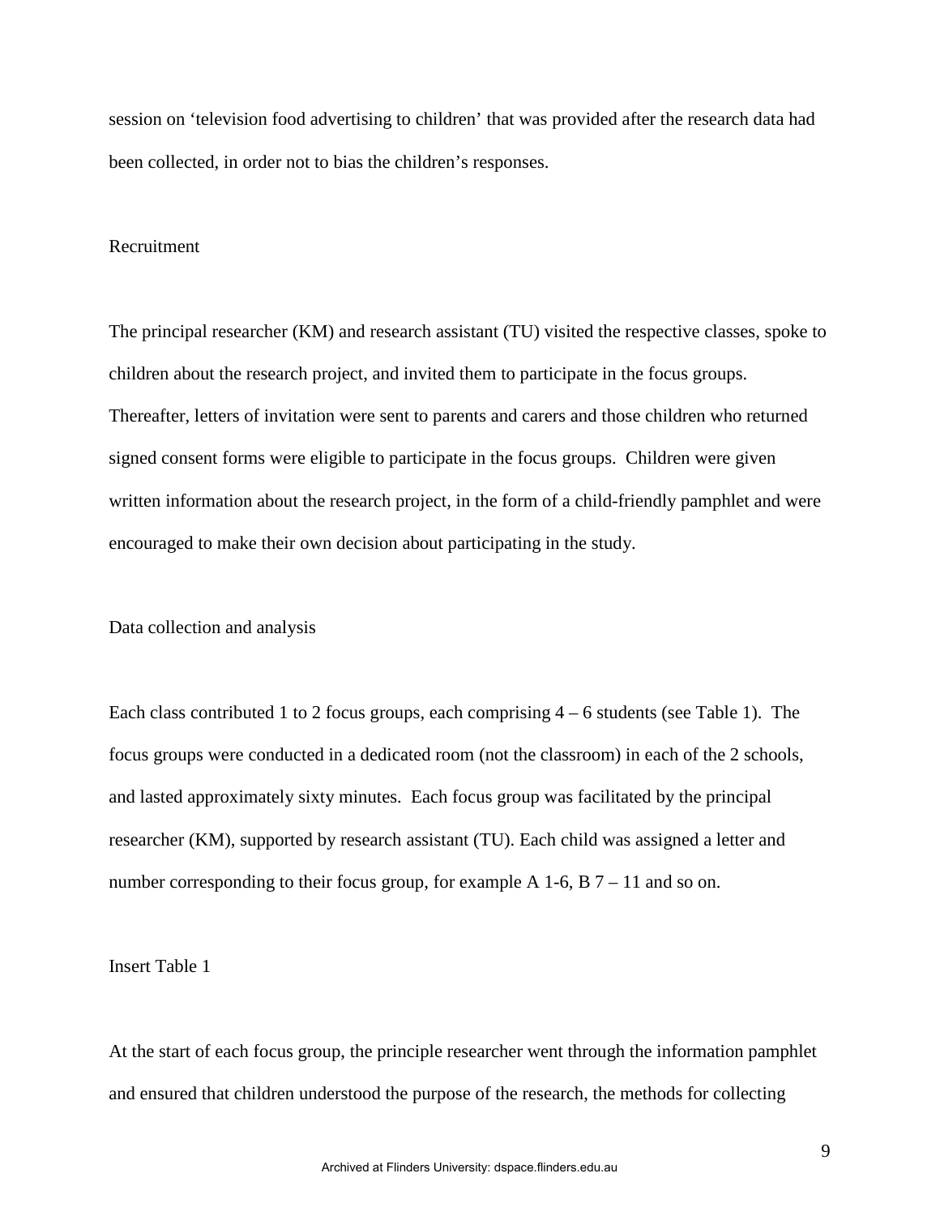session on ‘television food advertising to children’ that was provided after the research data had been collected, in order not to bias the children’s responses.

## Recruitment

The principal researcher (KM) and research assistant (TU) visited the respective classes, spoke to children about the research project, and invited them to participate in the focus groups. Thereafter, letters of invitation were sent to parents and carers and those children who returned signed consent forms were eligible to participate in the focus groups. Children were given written information about the research project, in the form of a child-friendly pamphlet and were encouraged to make their own decision about participating in the study.

## Data collection and analysis

Each class contributed 1 to 2 focus groups, each comprising 4 – 6 students (see Table 1). The focus groups were conducted in a dedicated room (not the classroom) in each of the 2 schools, and lasted approximately sixty minutes. Each focus group was facilitated by the principal researcher (KM), supported by research assistant (TU). Each child was assigned a letter and number corresponding to their focus group, for example A 1-6, B 7 – 11 and so on.

Insert Table 1

At the start of each focus group, the principle researcher went through the information pamphlet and ensured that children understood the purpose of the research, the methods for collecting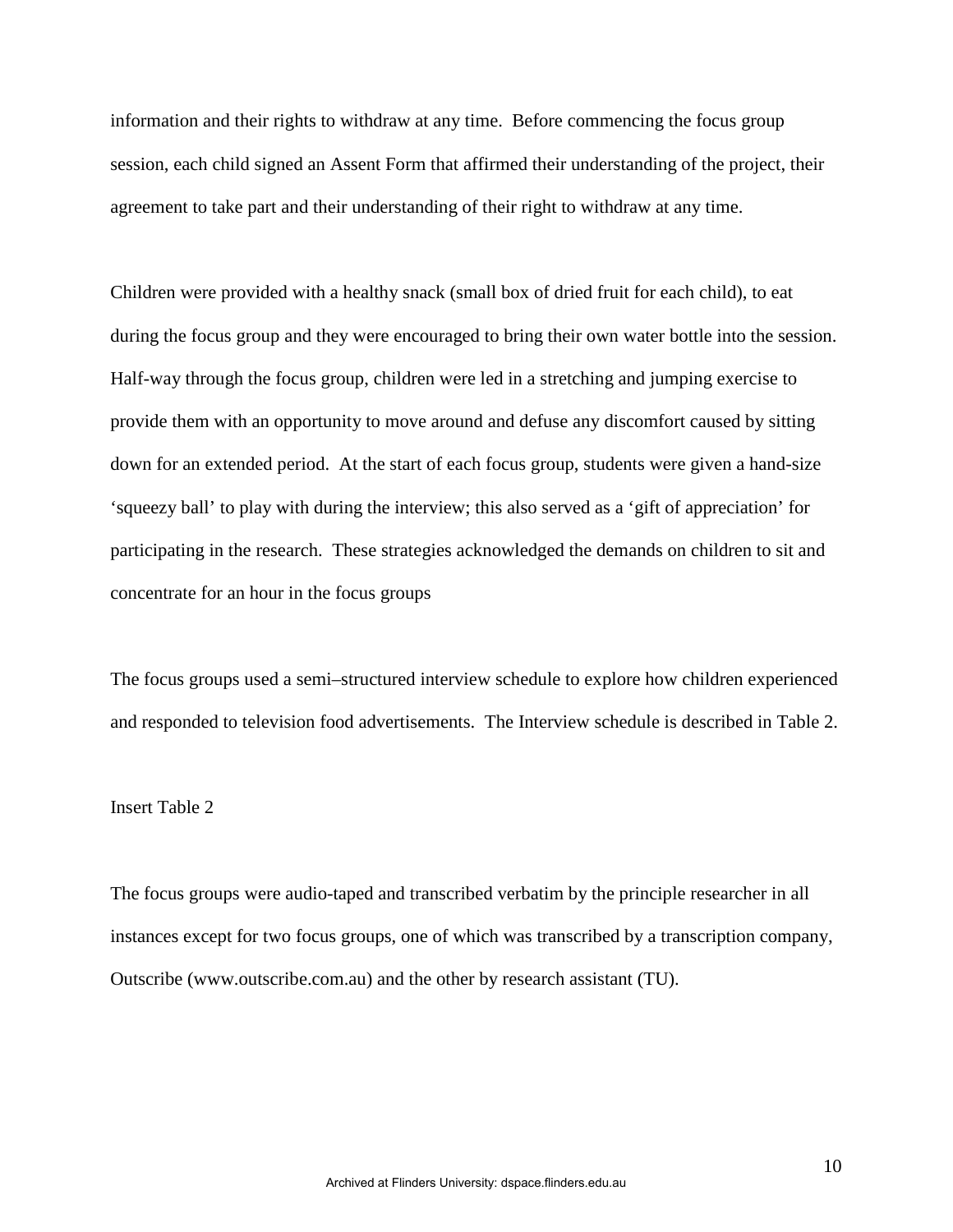information and their rights to withdraw at any time. Before commencing the focus group session, each child signed an Assent Form that affirmed their understanding of the project, their agreement to take part and their understanding of their right to withdraw at any time.

Children were provided with a healthy snack (small box of dried fruit for each child), to eat during the focus group and they were encouraged to bring their own water bottle into the session. Half-way through the focus group, children were led in a stretching and jumping exercise to provide them with an opportunity to move around and defuse any discomfort caused by sitting down for an extended period. At the start of each focus group, students were given a hand-size 'squeezy ball' to play with during the interview; this also served as a 'gift of appreciation' for participating in the research. These strategies acknowledged the demands on children to sit and concentrate for an hour in the focus groups

The focus groups used a semi–structured interview schedule to explore how children experienced and responded to television food advertisements. The Interview schedule is described in Table 2.

Insert Table 2

The focus groups were audio-taped and transcribed verbatim by the principle researcher in all instances except for two focus groups, one of which was transcribed by a transcription company, Outscribe (www.outscribe.com.au) and the other by research assistant (TU).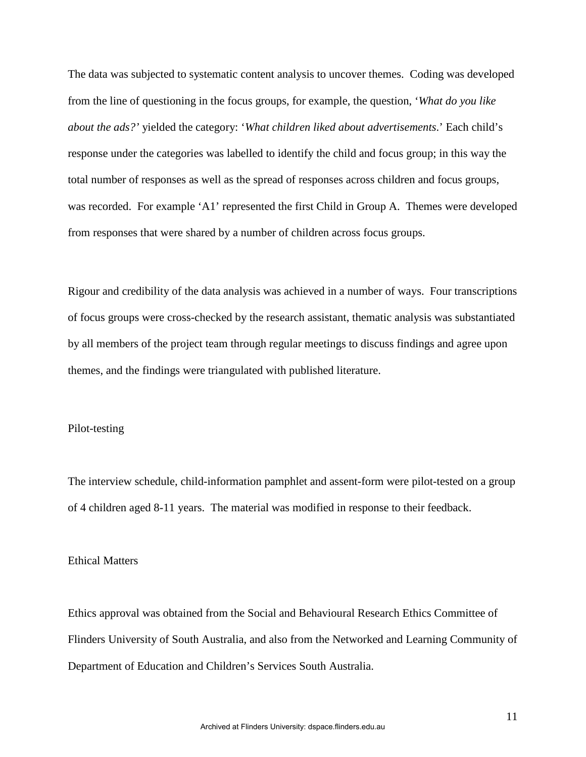The data was subjected to systematic content analysis to uncover themes. Coding was developed from the line of questioning in the focus groups, for example, the question, '*What do you like about the ads?*' yielded the category: '*What children liked about advertisements*.' Each child's response under the categories was labelled to identify the child and focus group; in this way the total number of responses as well as the spread of responses across children and focus groups, was recorded. For example 'A1' represented the first Child in Group A. Themes were developed from responses that were shared by a number of children across focus groups.

Rigour and credibility of the data analysis was achieved in a number of ways. Four transcriptions of focus groups were cross-checked by the research assistant, thematic analysis was substantiated by all members of the project team through regular meetings to discuss findings and agree upon themes, and the findings were triangulated with published literature.

## Pilot-testing

The interview schedule, child-information pamphlet and assent-form were pilot-tested on a group of 4 children aged 8-11 years. The material was modified in response to their feedback.

## Ethical Matters

Ethics approval was obtained from the Social and Behavioural Research Ethics Committee of Flinders University of South Australia, and also from the Networked and Learning Community of Department of Education and Children's Services South Australia.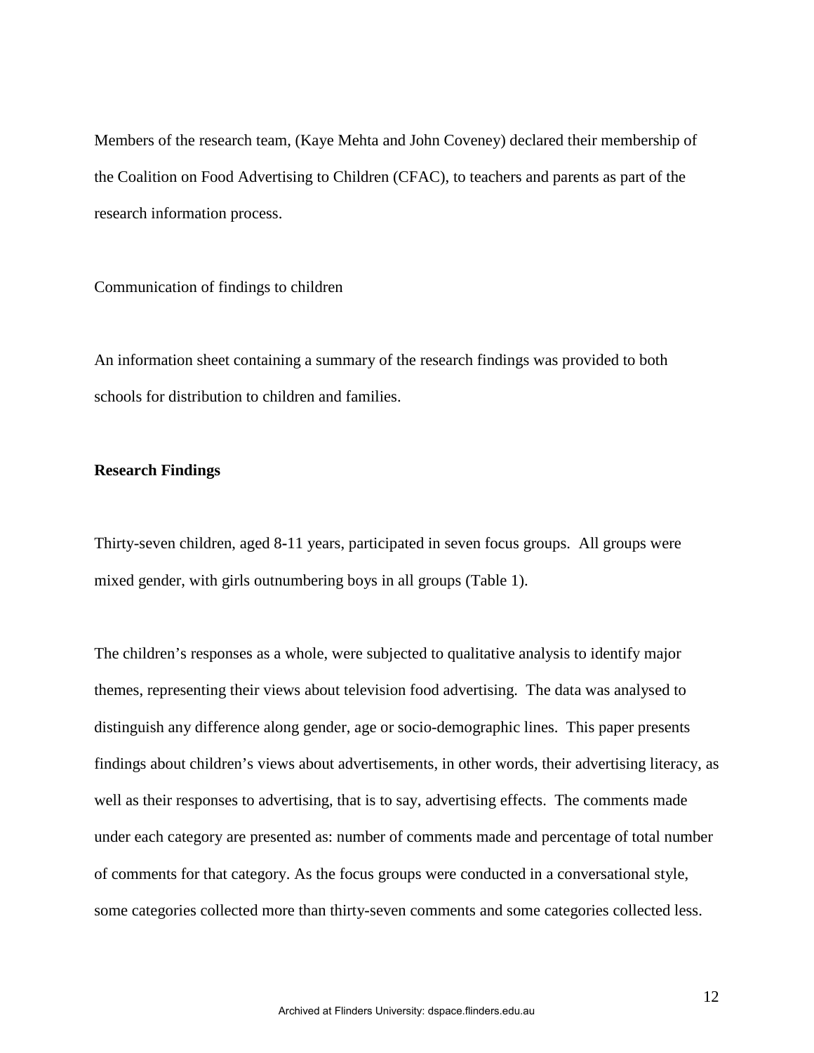Members of the research team, (Kaye Mehta and John Coveney) declared their membership of the Coalition on Food Advertising to Children (CFAC), to teachers and parents as part of the research information process.

Communication of findings to children

An information sheet containing a summary of the research findings was provided to both schools for distribution to children and families.

## Research Findings

Thirty-seven children, aged 8-11 years, participated in seven focus groups. All groups were mixed gender, with girls outnumbering boys in all groups (Table 1).

The children's responses as a whole, were subjected to qualitative analysis to identify major themes, representing their views about television food advertising. The data was analysed to distinguish any difference along gender, age or socio-demographic lines. This paper presents findings about children's views about advertisements, in other words, their advertising literacy, as well as their responses to advertising, that is to say, advertising effects. The comments made under each category are presented as: number of comments made and percentage of total number of comments for that category. As the focus groups were conducted in a conversational style, some categories collected more than thirty-seven comments and some categories collected less.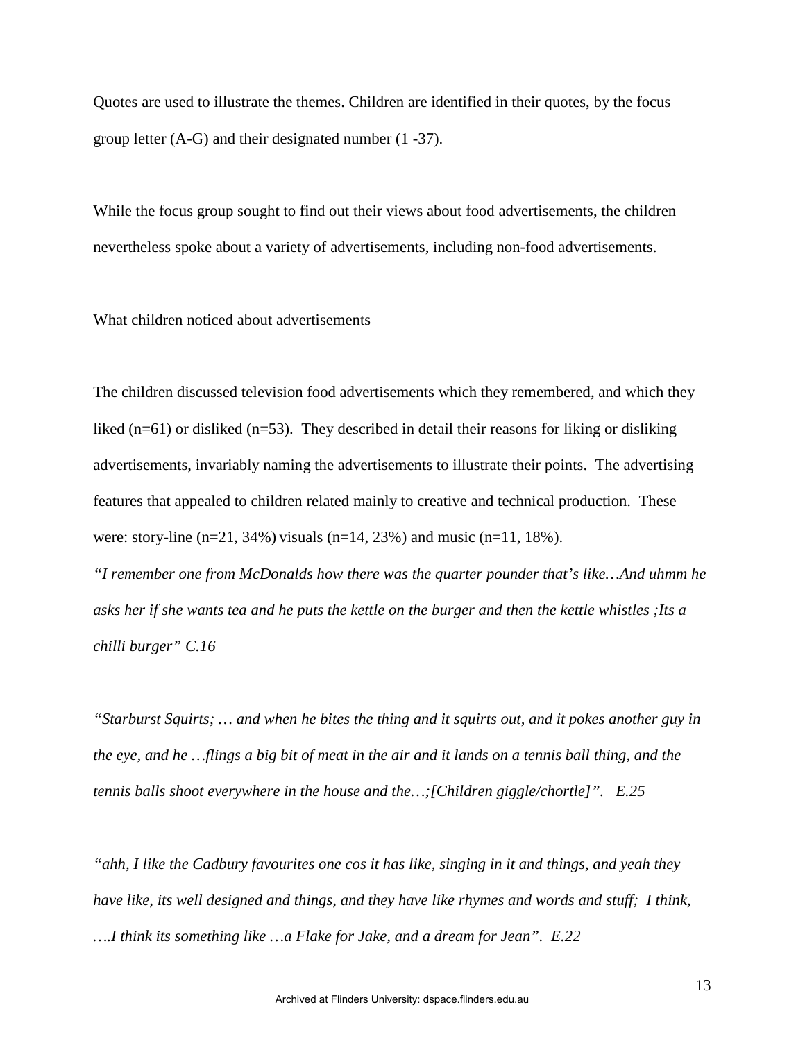Quotes are used to illustrate the themes. Children are identified in their quotes, by the focus group letter (A-G) and their designated number (1 -37).

While the focus group sought to find out their views about food advertisements, the children nevertheless spoke about a variety of advertisements, including non-food advertisements.

What children noticed about advertisements

The children discussed television food advertisements which they remembered, and which they liked (n=61) or disliked (n=53). They described in detail their reasons for liking or disliking advertisements, invariably naming the advertisements to illustrate their points. The advertising features that appealed to children related mainly to creative and technical production. These were: story-line (n=21, 34%) visuals (n=14, 23%) and music (n=11, 18%).

*"I remember one from McDonalds how there was the quarter pounder that's like…And uhmm he asks her if she wants tea and he puts the kettle on the burger and then the kettle whistles ;Its a chilli burger" C.16*

*"Starburst Squirts; … and when he bites the thing and it squirts out, and it pokes another guy in the eye, and he …flings a big bit of meat in the air and it lands on a tennis ball thing, and the tennis balls shoot everywhere in the house and the…;[Children giggle/chortle]". E.25*

*"ahh, I like the Cadbury favourites one cos it has like, singing in it and things, and yeah they have like, its well designed and things, and they have like rhymes and words and stuff; I think, ….I think its something like …a Flake for Jake, and a dream for Jean". E.22*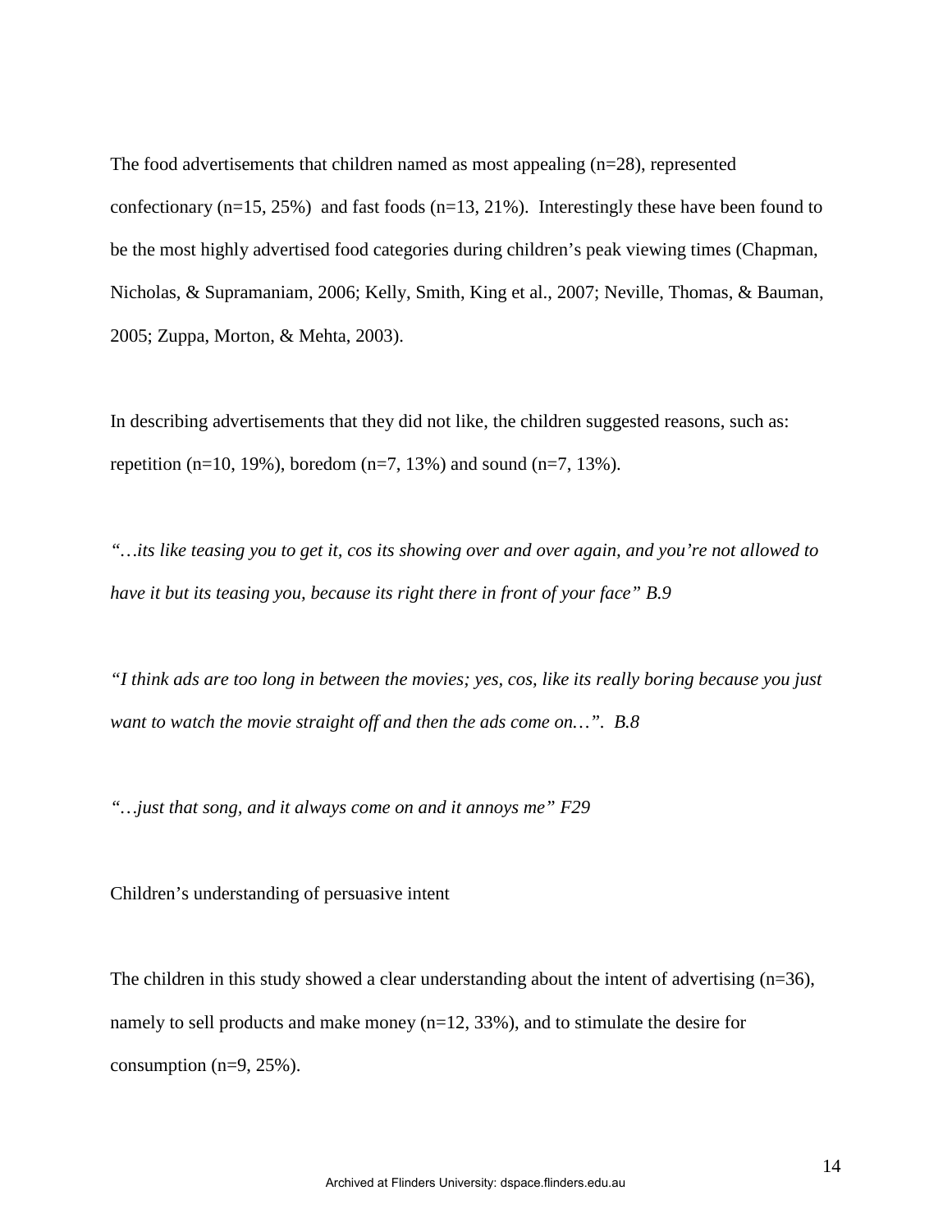The food advertisements that children named as most appealing (n=28), represented confectionary (n=15, 25%) and fast foods (n=13, 21%). Interestingly these have been found to be the most highly advertised food categories during children's peak viewing times (Chapman, Nicholas, & Supramaniam, 2006; Kelly, Smith, King et al., 2007; Neville, Thomas, & Bauman, 2005; Zuppa, Morton, & Mehta, 2003).

In describing advertisements that they did not like, the children suggested reasons, such as: repetition (n=10, 19%), boredom (n=7, 13%) and sound (n=7, 13%).

*"…its like teasing you to get it, cos its showing over and over again, and you're not allowed to have it but its teasing you, because its right there in front of your face" B.9*

*"I think ads are too long in between the movies; yes, cos, like its really boring because you just want to watch the movie straight off and then the ads come on…". B.8*

*"…just that song, and it always come on and it annoys me" F29*

Children's understanding of persuasive intent

The children in this study showed a clear understanding about the intent of advertising (n=36), namely to sell products and make money (n=12, 33%), and to stimulate the desire for consumption (n=9, 25%).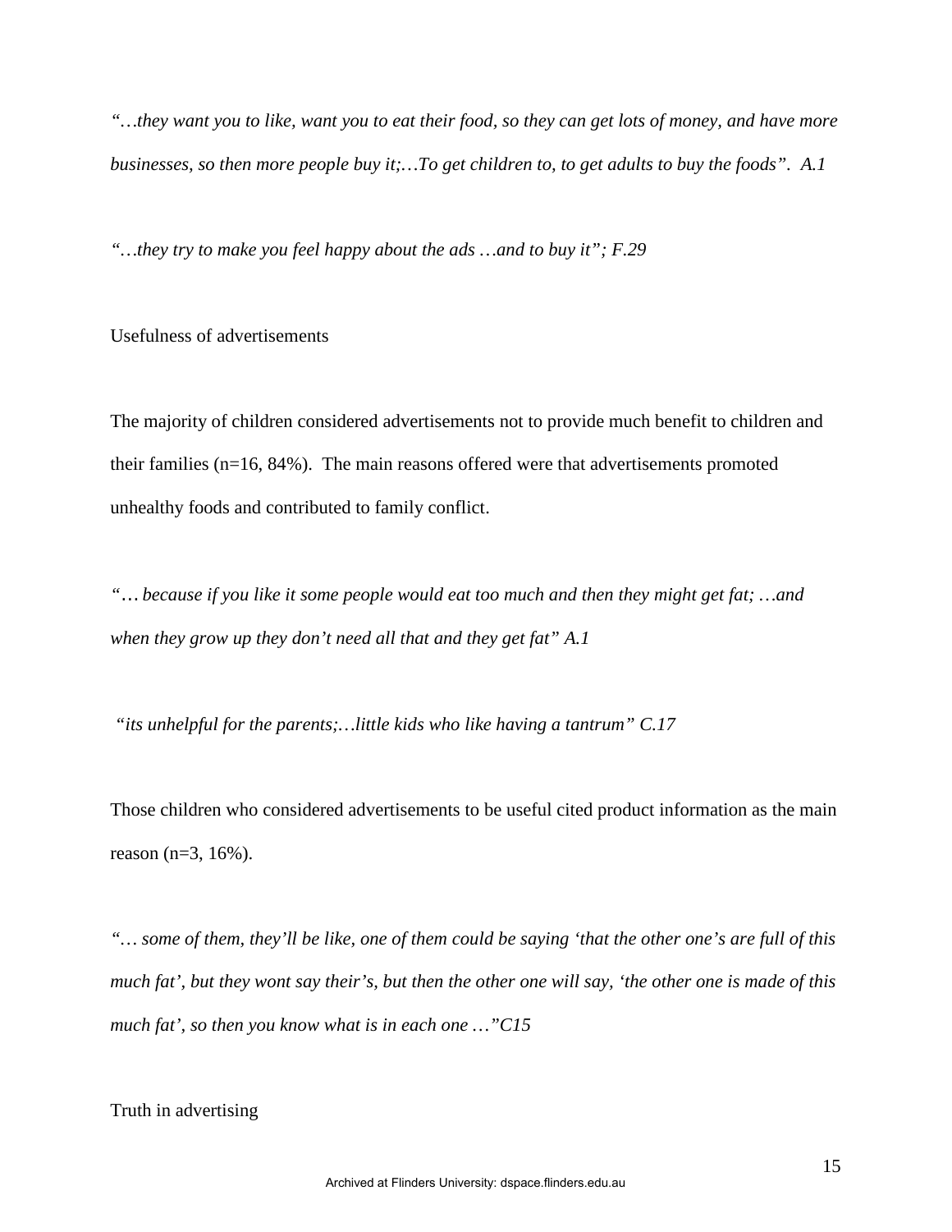*"…they want you to like, want you to eat their food, so they can get lots of money, and have more businesses, so then more people buy it;…To get children to, to get adults to buy the foods". A.1*

*"…they try to make you feel happy about the ads …and to buy it"; F.29*

Usefulness of advertisements

The majority of children considered advertisements not to provide much benefit to children and their families (n=16, 84%). The main reasons offered were that advertisements promoted unhealthy foods and contributed to family conflict.

*"… because if you like it some people would eat too much and then they might get fat; …and when they grow up they don't need all that and they get fat" A.1*

*"its unhelpful for the parents;…little kids who like having a tantrum" C.17*

Those children who considered advertisements to be useful cited product information as the main reason (n=3, 16%).

*"… some of them, they'll be like, one of them could be saying 'that the other one's are full of this much fat', but they wont say their's, but then the other one will say, 'the other one is made of this much fat', so then you know what is in each one …"C15*

Truth in advertising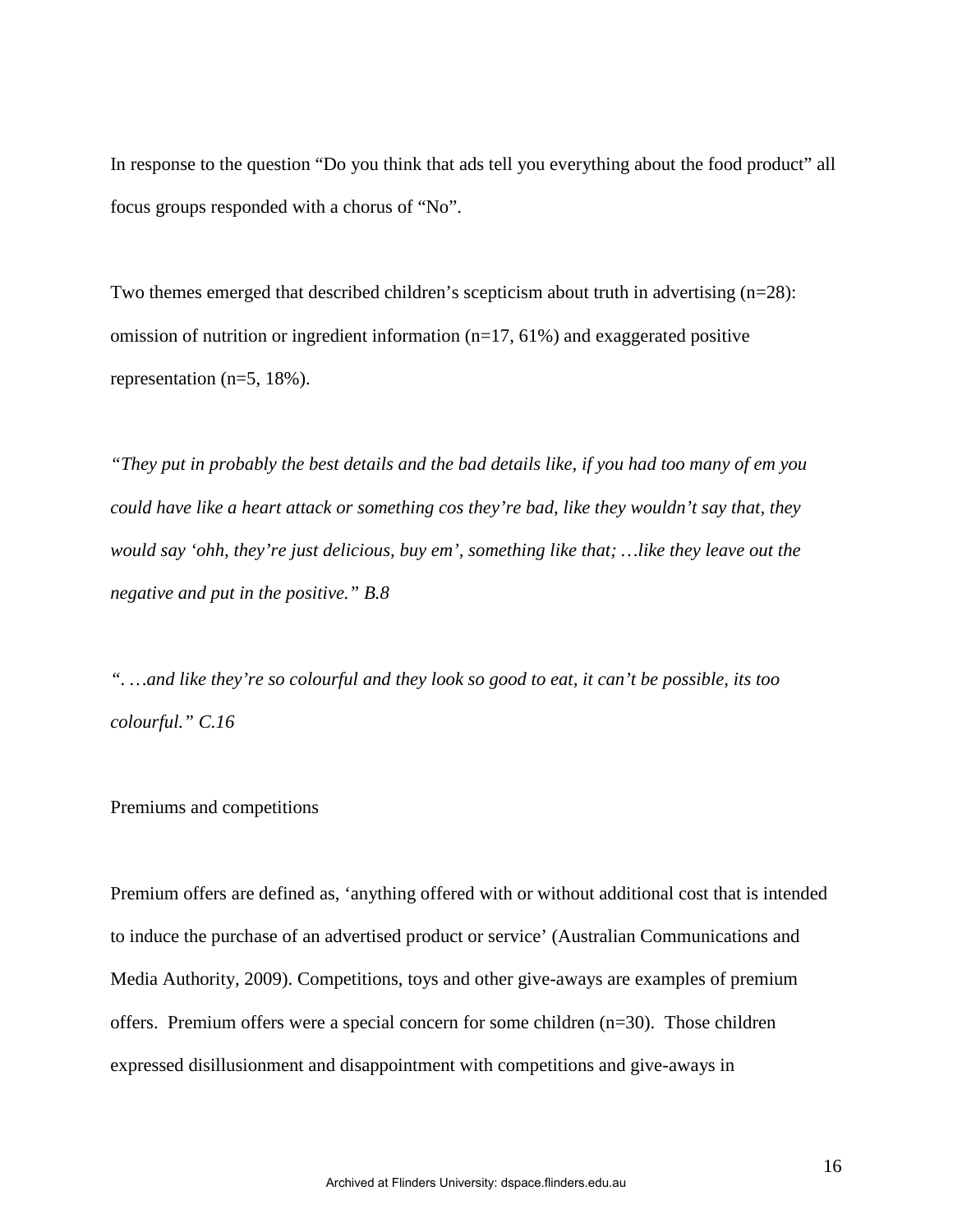In response to the question "Do you think that ads tell you everything about the food product" all focus groups responded with a chorus of "No".

Two themes emerged that described children's scepticism about truth in advertising (n=28): omission of nutrition or ingredient information (n=17, 61%) and exaggerated positive representation (n=5, 18%).

*"They put in probably the best details and the bad details like, if you had too many of em you could have like a heart attack or something cos they're bad, like they wouldn't say that, they would say 'ohh, they're just delicious, buy em', something like that; …like they leave out the negative and put in the positive." B.8*

*". …and like they're so colourful and they look so good to eat, it can't be possible, its too colourful." C.16*

Premiums and competitions

Premium offers are defined as, 'anything offered with or without additional cost that is intended to induce the purchase of an advertised product or service' (Australian Communications and Media Authority, 2009). Competitions, toys and other give-aways are examples of premium offers. Premium offers were a special concern for some children (n=30). Those children expressed disillusionment and disappointment with competitions and give-aways in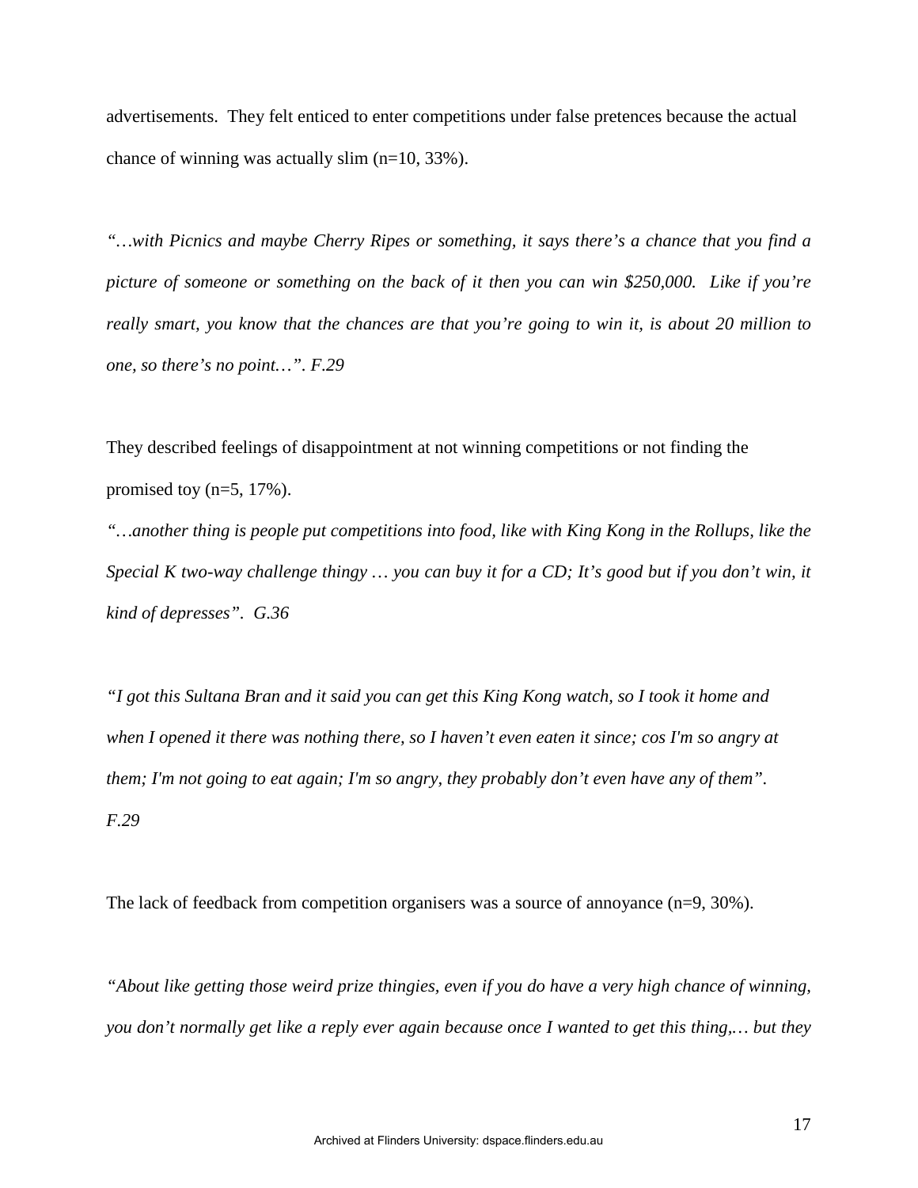advertisements. They felt enticed to enter competitions under false pretences because the actual chance of winning was actually slim (n=10, 33%).

*"…with Picnics and maybe Cherry Ripes or something, it says there's a chance that you find a picture of someone or something on the back of it then you can win $250,000. Like if you're really smart, you know that the chances are that you're going to win it, is about 20 million to one, so there's no point…". F.29*

They described feelings of disappointment at not winning competitions or not finding the promised toy (n=5, 17%).

*"…another thing is people put competitions into food, like with King Kong in the Rollups, like the Special K two-way challenge thingy … you can buy it for a CD; It's good but if you don't win, it kind of depresses". G.36*

*"I got this Sultana Bran and it said you can get this King Kong watch, so I took it home and when I opened it there was nothing there, so I haven't even eaten it since; cos I'm so angry at them; I'm not going to eat again; I'm so angry, they probably don't even have any of them". F.29*

The lack of feedback from competition organisers was a source of annoyance (n=9, 30%).

*"About like getting those weird prize thingies, even if you do have a very high chance of winning, you don't normally get like a reply ever again because once I wanted to get this thing,… but they*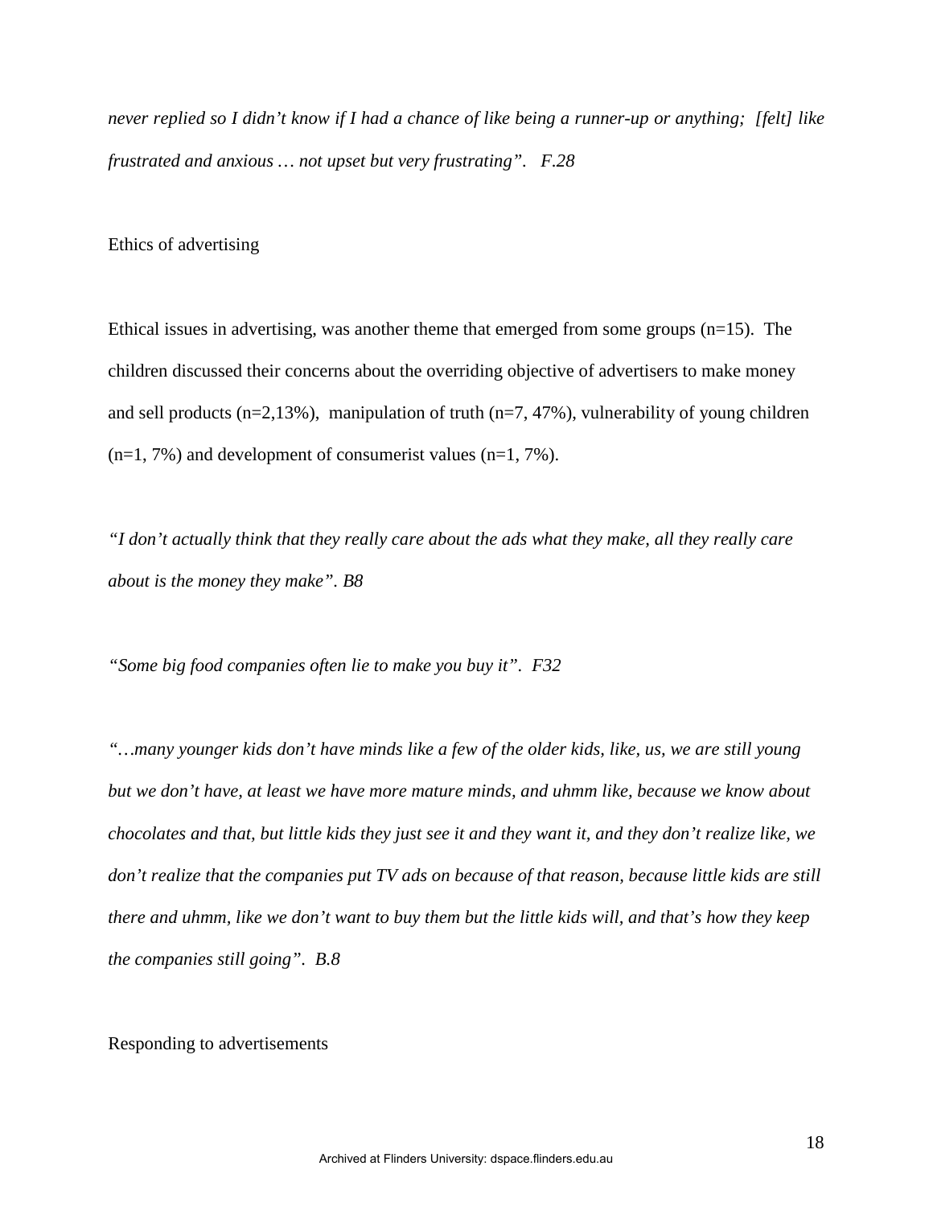*never replied so I didn't know if I had a chance of like being a runner-up or anything; [felt] like frustrated and anxious … not upset but very frustrating". F.28*

## Ethics of advertising

Ethical issues in advertising, was another theme that emerged from some groups (n=15). The children discussed their concerns about the overriding objective of advertisers to make money and sell products (n=2,13%), manipulation of truth (n=7, 47%), vulnerability of young children (n=1, 7%) and development of consumerist values (n=1, 7%).

*"I don't actually think that they really care about the ads what they make, all they really care about is the money they make". B8*

*"Some big food companies often lie to make you buy it". F32*

*"…many younger kids don't have minds like a few of the older kids, like, us, we are still young but we don't have, at least we have more mature minds, and uhmm like, because we know about chocolates and that, but little kids they just see it and they want it, and they don't realize like, we don't realize that the companies put TV ads on because of that reason, because little kids are still there and uhmm, like we don't want to buy them but the little kids will, and that's how they keep the companies still going". B.8*

## Responding to advertisements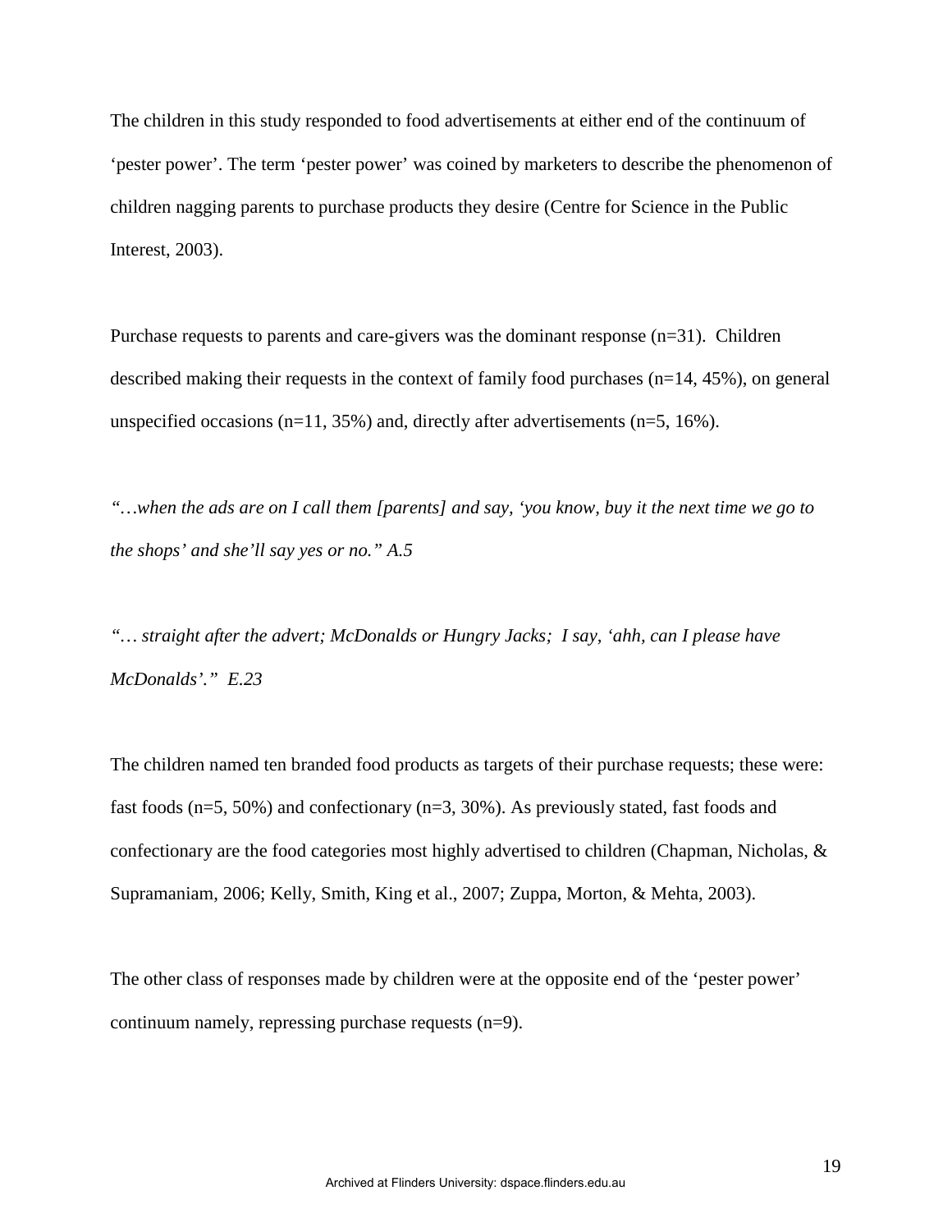The children in this study responded to food advertisements at either end of the continuum of 'pester power'. The term 'pester power' was coined by marketers to describe the phenomenon of children nagging parents to purchase products they desire (Centre for Science in the Public Interest, 2003).

Purchase requests to parents and care-givers was the dominant response (n=31). Children described making their requests in the context of family food purchases (n=14, 45%), on general unspecified occasions (n=11, 35%) and, directly after advertisements (n=5, 16%).

*"…when the ads are on I call them [parents] and say, 'you know, buy it the next time we go to the shops' and she'll say yes or no." A.5*

*"… straight after the advert; McDonalds or Hungry Jacks; I say, 'ahh, can I please have McDonalds'." E.23*

The children named ten branded food products as targets of their purchase requests; these were: fast foods (n=5, 50%) and confectionary (n=3, 30%). As previously stated, fast foods and confectionary are the food categories most highly advertised to children (Chapman, Nicholas, & Supramaniam, 2006; Kelly, Smith, King et al., 2007; Zuppa, Morton, & Mehta, 2003).

The other class of responses made by children were at the opposite end of the 'pester power' continuum namely, repressing purchase requests (n=9).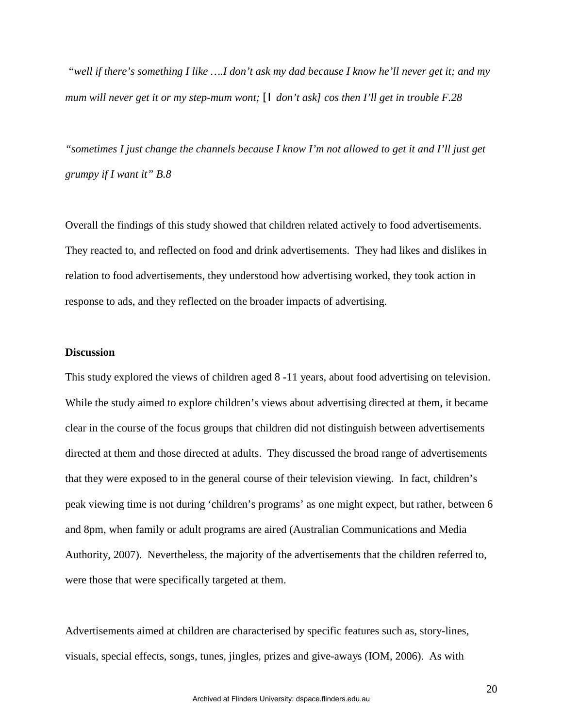*"well if there's something I like ….I don't ask my dad because I know he'll never get it; and my mum will never get it or my step-mum wont;* [I *don't ask] cos then I'll get in trouble F.28*

*"sometimes I just change the channels because I know I'm not allowed to get it and I'll just get grumpy if I want it" B.8*

Overall the findings of this study showed that children related actively to food advertisements. They reacted to, and reflected on food and drink advertisements. They had likes and dislikes in relation to food advertisements, they understood how advertising worked, they took action in response to ads, and they reflected on the broader impacts of advertising.

**Discussion**

This study explored the views of children aged 8 -11 years, about food advertising on television. While the study aimed to explore children's views about advertising directed at them, it became clear in the course of the focus groups that children did not distinguish between advertisements directed at them and those directed at adults. They discussed the broad range of advertisements that they were exposed to in the general course of their television viewing. In fact, children's peak viewing time is not during 'children's programs' as one might expect, but rather, between 6 and 8pm, when family or adult programs are aired (Australian Communications and Media Authority, 2007). Nevertheless, the majority of the advertisements that the children referred to, were those that were specifically targeted at them.

Advertisements aimed at children are characterised by specific features such as, story-lines, visuals, special effects, songs, tunes, jingles, prizes and give-aways (IOM, 2006). As with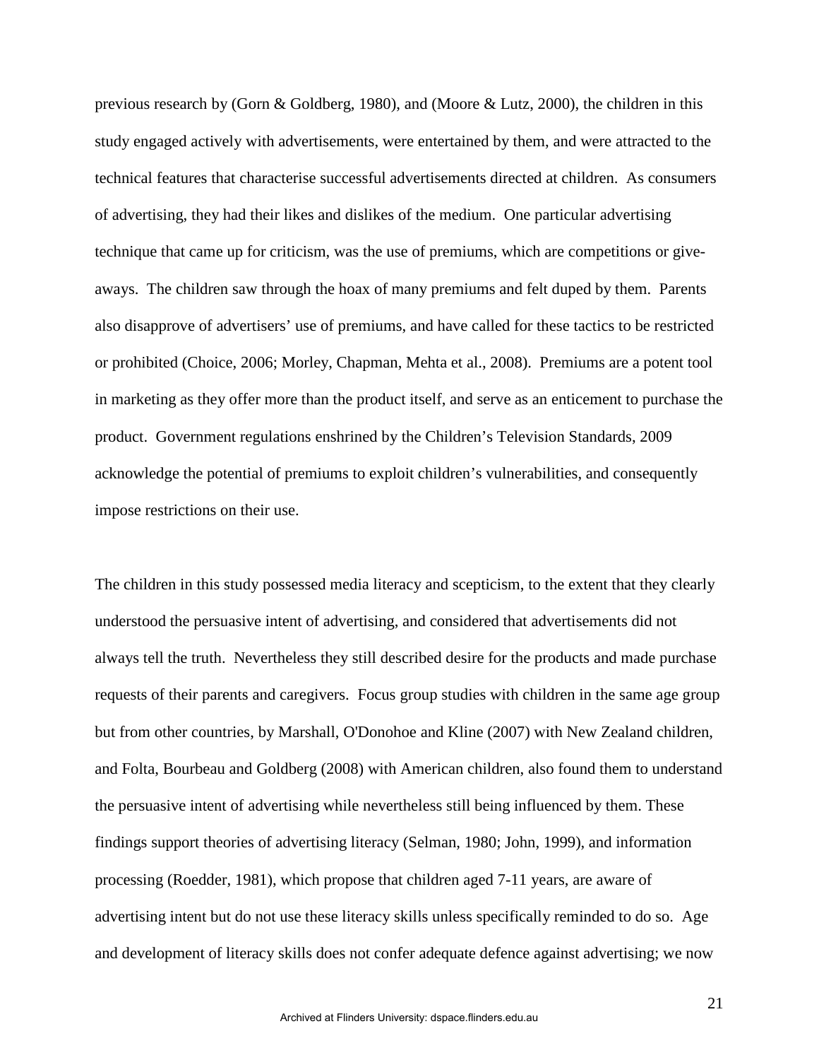previous research by (Gorn & Goldberg, 1980), and (Moore & Lutz, 2000), the children in this study engaged actively with advertisements, were entertained by them, and were attracted to the technical features that characterise successful advertisements directed at children. As consumers of advertising, they had their likes and dislikes of the medium. One particular advertising technique that came up for criticism, was the use of premiums, which are competitions or give-aways. The children saw through the hoax of many premiums and felt duped by them. Parents also disapprove of advertisers' use of premiums, and have called for these tactics to be restricted or prohibited (Choice, 2006; Morley, Chapman, Mehta et al., 2008). Premiums are a potent tool in marketing as they offer more than the product itself, and serve as an enticement to purchase the product. Government regulations enshrined by the Children's Television Standards, 2009 acknowledge the potential of premiums to exploit children's vulnerabilities, and consequently impose restrictions on their use.

The children in this study possessed media literacy and scepticism, to the extent that they clearly understood the persuasive intent of advertising, and considered that advertisements did not always tell the truth. Nevertheless they still described desire for the products and made purchase requests of their parents and caregivers. Focus group studies with children in the same age group but from other countries, by Marshall, O'Donohoe and Kline (2007) with New Zealand children, and Folta, Bourbeau and Goldberg (2008) with American children, also found them to understand the persuasive intent of advertising while nevertheless still being influenced by them. These findings support theories of advertising literacy (Selman, 1980; John, 1999), and information processing (Roedder, 1981), which propose that children aged 7-11 years, are aware of advertising intent but do not use these literacy skills unless specifically reminded to do so. Age and development of literacy skills does not confer adequate defence against advertising; we now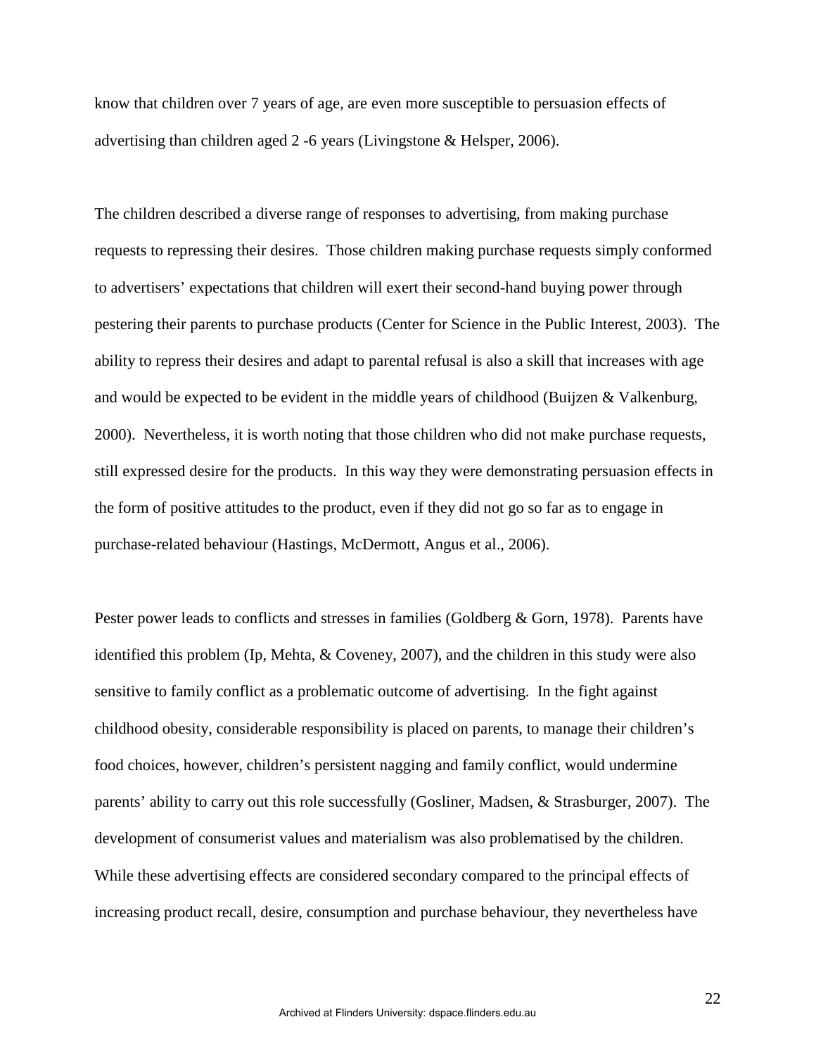know that children over 7 years of age, are even more susceptible to persuasion effects of advertising than children aged 2 -6 years (Livingstone & Helsper, 2006).

The children described a diverse range of responses to advertising, from making purchase requests to repressing their desires. Those children making purchase requests simply conformed to advertisers' expectations that children will exert their second-hand buying power through pestering their parents to purchase products (Center for Science in the Public Interest, 2003). The ability to repress their desires and adapt to parental refusal is also a skill that increases with age and would be expected to be evident in the middle years of childhood (Buijzen & Valkenburg, 2000). Nevertheless, it is worth noting that those children who did not make purchase requests, still expressed desire for the products. In this way they were demonstrating persuasion effects in the form of positive attitudes to the product, even if they did not go so far as to engage in purchase-related behaviour (Hastings, McDermott, Angus et al., 2006).

Pester power leads to conflicts and stresses in families (Goldberg & Gorn, 1978). Parents have identified this problem (Ip, Mehta, & Coveney, 2007), and the children in this study were also sensitive to family conflict as a problematic outcome of advertising. In the fight against childhood obesity, considerable responsibility is placed on parents, to manage their children's food choices, however, children's persistent nagging and family conflict, would undermine parents' ability to carry out this role successfully (Gosliner, Madsen, & Strasburger, 2007). The development of consumerist values and materialism was also problematised by the children. While these advertising effects are considered secondary compared to the principal effects of increasing product recall, desire, consumption and purchase behaviour, they nevertheless have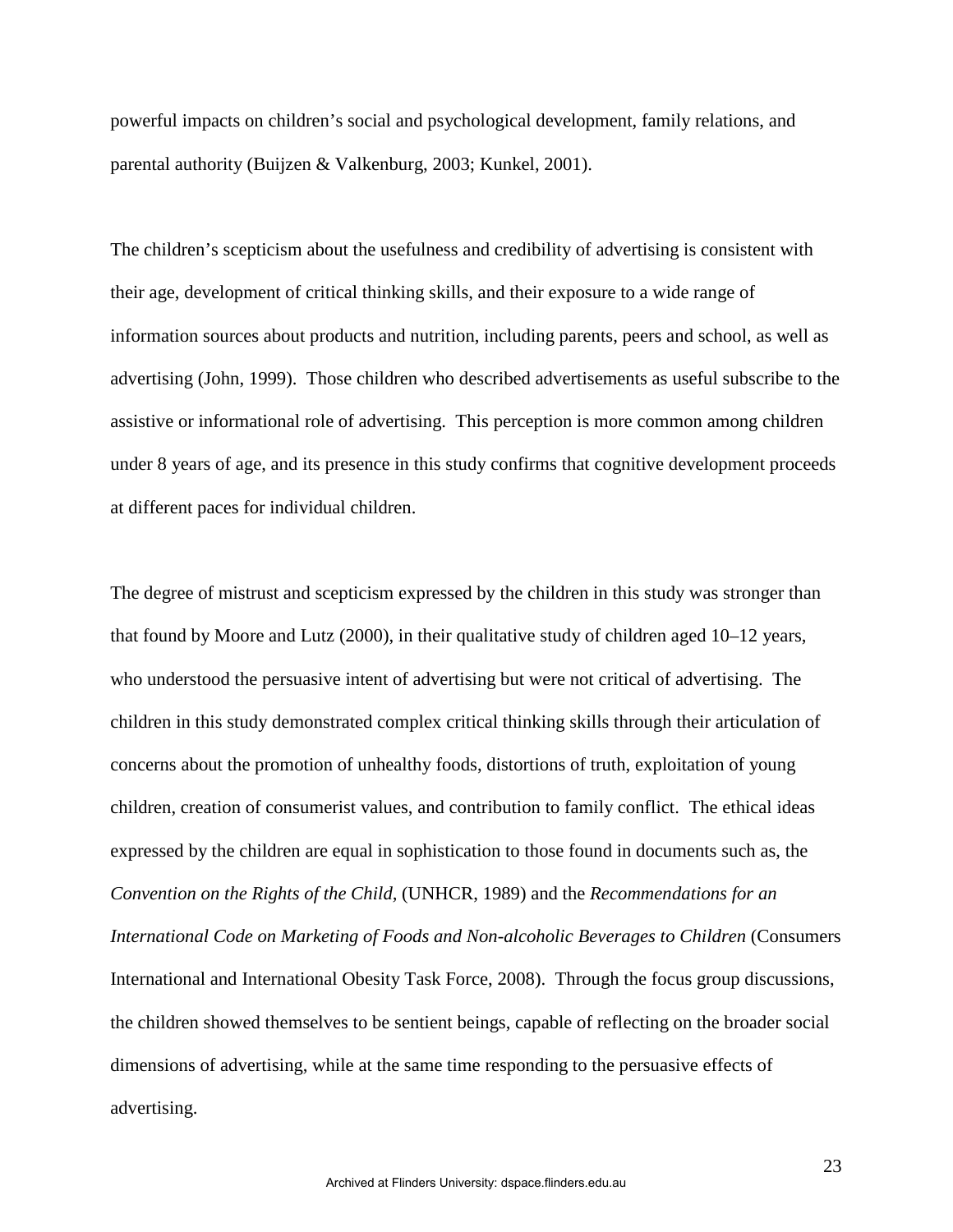powerful impacts on children's social and psychological development, family relations, and parental authority (Buijzen & Valkenburg, 2003; Kunkel, 2001).

The children's scepticism about the usefulness and credibility of advertising is consistent with their age, development of critical thinking skills, and their exposure to a wide range of information sources about products and nutrition, including parents, peers and school, as well as advertising (John, 1999). Those children who described advertisements as useful subscribe to the assistive or informational role of advertising. This perception is more common among children under 8 years of age, and its presence in this study confirms that cognitive development proceeds at different paces for individual children.

The degree of mistrust and scepticism expressed by the children in this study was stronger than that found by Moore and Lutz (2000), in their qualitative study of children aged 10–12 years, who understood the persuasive intent of advertising but were not critical of advertising. The children in this study demonstrated complex critical thinking skills through their articulation of concerns about the promotion of unhealthy foods, distortions of truth, exploitation of young children, creation of consumerist values, and contribution to family conflict. The ethical ideas expressed by the children are equal in sophistication to those found in documents such as, the *Convention on the Rights of the Child*, (UNHCR, 1989) and the *Recommendations for an International Code on Marketing of Foods and Non-alcoholic Beverages to Children* (Consumers International and International Obesity Task Force, 2008). Through the focus group discussions, the children showed themselves to be sentient beings, capable of reflecting on the broader social dimensions of advertising, while at the same time responding to the persuasive effects of advertising.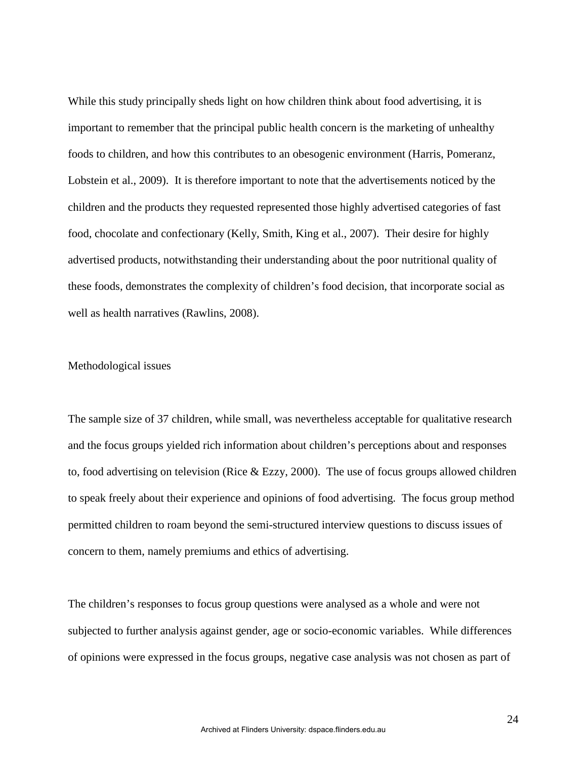While this study principally sheds light on how children think about food advertising, it is important to remember that the principal public health concern is the marketing of unhealthy foods to children, and how this contributes to an obesogenic environment (Harris, Pomeranz, Lobstein et al., 2009). It is therefore important to note that the advertisements noticed by the children and the products they requested represented those highly advertised categories of fast food, chocolate and confectionary (Kelly, Smith, King et al., 2007). Their desire for highly advertised products, notwithstanding their understanding about the poor nutritional quality of these foods, demonstrates the complexity of children's food decision, that incorporate social as well as health narratives (Rawlins, 2008).

## Methodological issues

The sample size of 37 children, while small, was nevertheless acceptable for qualitative research and the focus groups yielded rich information about children's perceptions about and responses to, food advertising on television (Rice & Ezzy, 2000). The use of focus groups allowed children to speak freely about their experience and opinions of food advertising. The focus group method permitted children to roam beyond the semi-structured interview questions to discuss issues of concern to them, namely premiums and ethics of advertising.

The children's responses to focus group questions were analysed as a whole and were not subjected to further analysis against gender, age or socio-economic variables. While differences of opinions were expressed in the focus groups, negative case analysis was not chosen as part of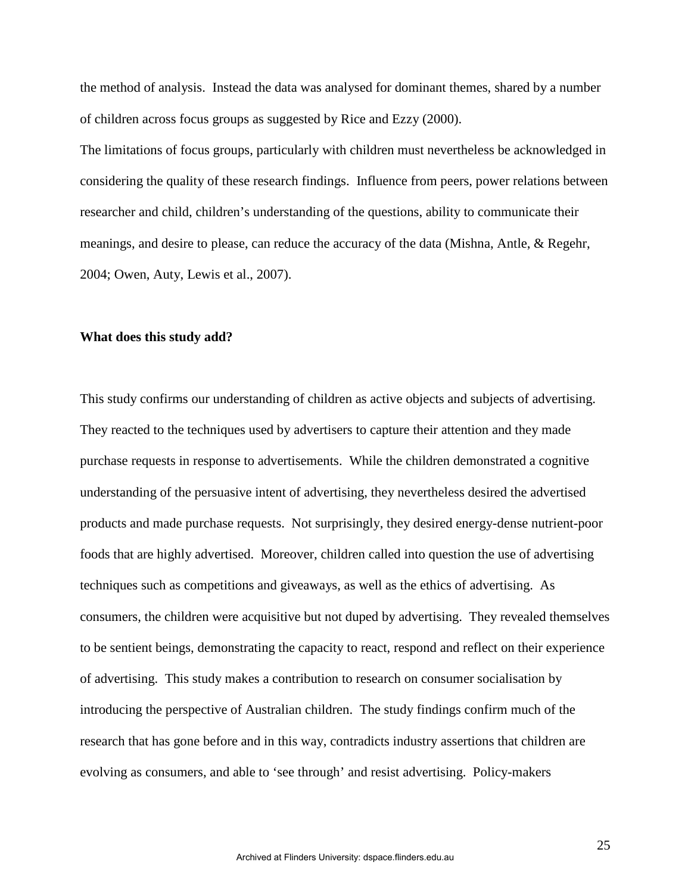the method of analysis. Instead the data was analysed for dominant themes, shared by a number of children across focus groups as suggested by Rice and Ezzy (2000).

The limitations of focus groups, particularly with children must nevertheless be acknowledged in considering the quality of these research findings. Influence from peers, power relations between researcher and child, children's understanding of the questions, ability to communicate their meanings, and desire to please, can reduce the accuracy of the data (Mishna, Antle, & Regehr, 2004; Owen, Auty, Lewis et al., 2007).

**What does this study add?**

This study confirms our understanding of children as active objects and subjects of advertising. They reacted to the techniques used by advertisers to capture their attention and they made purchase requests in response to advertisements. While the children demonstrated a cognitive understanding of the persuasive intent of advertising, they nevertheless desired the advertised products and made purchase requests. Not surprisingly, they desired energy-dense nutrient-poor foods that are highly advertised. Moreover, children called into question the use of advertising techniques such as competitions and giveaways, as well as the ethics of advertising. As consumers, the children were acquisitive but not duped by advertising. They revealed themselves to be sentient beings, demonstrating the capacity to react, respond and reflect on their experience of advertising. This study makes a contribution to research on consumer socialisation by introducing the perspective of Australian children. The study findings confirm much of the research that has gone before and in this way, contradicts industry assertions that children are evolving as consumers, and able to 'see through' and resist advertising. Policy-makers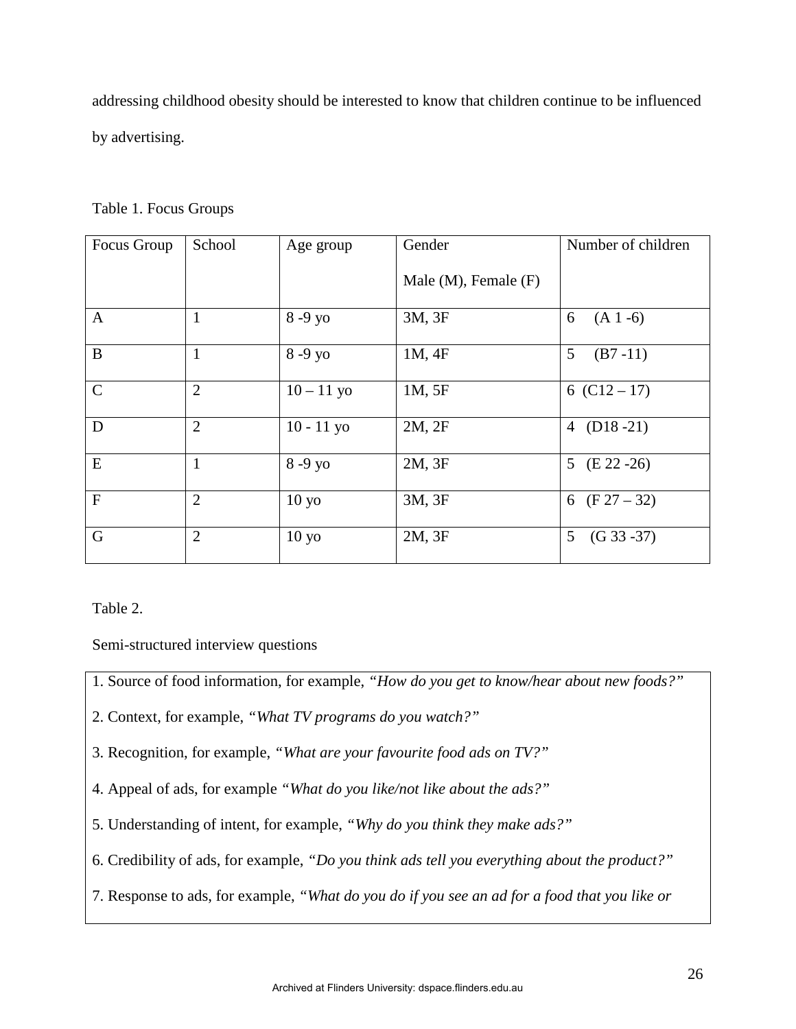addressing childhood obesity should be interested to know that children continue to be influenced by advertising.

Table 1. Focus Groups

| Focus Group | School | Age group | Gender Male (M), Female (F) | Number of children |
|---|---|---|---|---|
| A | 1 | 8 -9 yo | 3M, 3F | 6 (A 1 -6) |
| B | 1 | 8 -9 yo | 1M, 4F | 5 (B7 -11) |
| C | 2 | 10 – 11 yo | 1M, 5F | 6 (C12 – 17) |
| D | 2 | 10 - 11 yo | 2M, 2F | 4 (D18 -21) |
| E | 1 | 8 -9 yo | 2M, 3F | 5 (E 22 -26) |
| F | 2 | 10 yo | 3M, 3F | 6 (F 27 – 32) |
| G | 2 | 10 yo | 2M, 3F | 5 (G 33 -37) |

Table 2.

Semi-structured interview questions

1. Source of food information, for example, *"How do you get to know/hear about new foods?"*
2. Context, for example, *"What TV programs do you watch?"*
3. Recognition, for example, *"What are your favourite food ads on TV?"*
4. Appeal of ads, for example *"What do you like/not like about the ads?"*
5. Understanding of intent, for example, *"Why do you think they make ads?"*
6. Credibility of ads, for example, *"Do you think ads tell you everything about the product?"*
7. Response to ads, for example, *"What do you do if you see an ad for a food that you like or*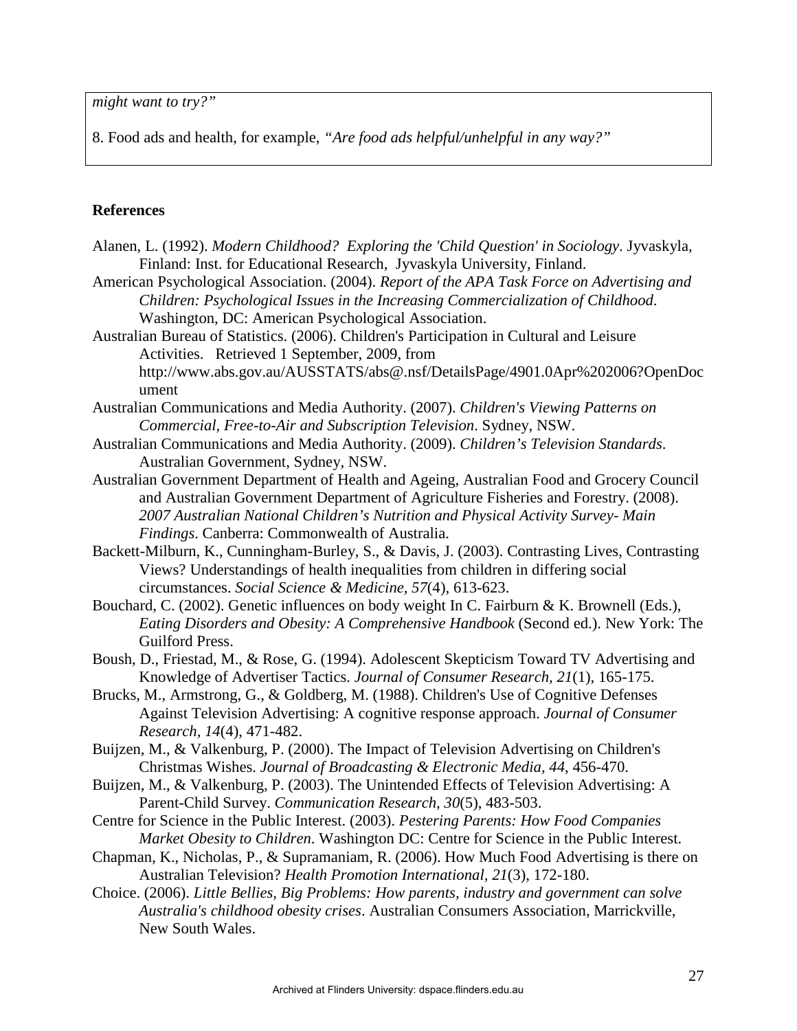*might want to try?"*

8. Food ads and health, for example, *"Are food ads helpful/unhelpful in any way?"*

**References**

Alanen, L. (1992). *Modern Childhood? Exploring the 'Child Question' in Sociology*. Jyvaskyla, Finland: Inst. for Educational Research, Jyvaskyla University, Finland.

American Psychological Association. (2004). *Report of the APA Task Force on Advertising and Children: Psychological Issues in the Increasing Commercialization of Childhood*. Washington, DC: American Psychological Association.

Australian Bureau of Statistics. (2006). Children's Participation in Cultural and Leisure Activities. Retrieved 1 September, 2009, from http://www.abs.gov.au/AUSSTATS/abs@.nsf/DetailsPage/4901.0Apr%202006?OpenDocument

Australian Communications and Media Authority. (2007). *Children's Viewing Patterns on Commercial, Free-to-Air and Subscription Television*. Sydney, NSW.

Australian Communications and Media Authority. (2009). *Children's Television Standards*. Australian Government, Sydney, NSW.

Australian Government Department of Health and Ageing, Australian Food and Grocery Council and Australian Government Department of Agriculture Fisheries and Forestry. (2008). *2007 Australian National Children's Nutrition and Physical Activity Survey- Main Findings*. Canberra: Commonwealth of Australia.

Backett-Milburn, K., Cunningham-Burley, S., & Davis, J. (2003). Contrasting Lives, Contrasting Views? Understandings of health inequalities from children in differing social circumstances. *Social Science & Medicine, 57*(4), 613-623.

Bouchard, C. (2002). Genetic influences on body weight In C. Fairburn & K. Brownell (Eds.), *Eating Disorders and Obesity: A Comprehensive Handbook* (Second ed.). New York: The Guilford Press.

Boush, D., Friestad, M., & Rose, G. (1994). Adolescent Skepticism Toward TV Advertising and Knowledge of Advertiser Tactics. *Journal of Consumer Research, 21*(1), 165-175.

Brucks, M., Armstrong, G., & Goldberg, M. (1988). Children's Use of Cognitive Defenses Against Television Advertising: A cognitive response approach. *Journal of Consumer Research, 14*(4), 471-482.

Buijzen, M., & Valkenburg, P. (2000). The Impact of Television Advertising on Children's Christmas Wishes. *Journal of Broadcasting & Electronic Media, 44*, 456-470.

Buijzen, M., & Valkenburg, P. (2003). The Unintended Effects of Television Advertising: A Parent-Child Survey. *Communication Research, 30*(5), 483-503.

Centre for Science in the Public Interest. (2003). *Pestering Parents: How Food Companies Market Obesity to Children*. Washington DC: Centre for Science in the Public Interest.

Chapman, K., Nicholas, P., & Supramaniam, R. (2006). How Much Food Advertising is there on Australian Television? *Health Promotion International, 21*(3), 172-180.

Choice. (2006). *Little Bellies, Big Problems: How parents, industry and government can solve Australia's childhood obesity crises*. Australian Consumers Association, Marrickville, New South Wales.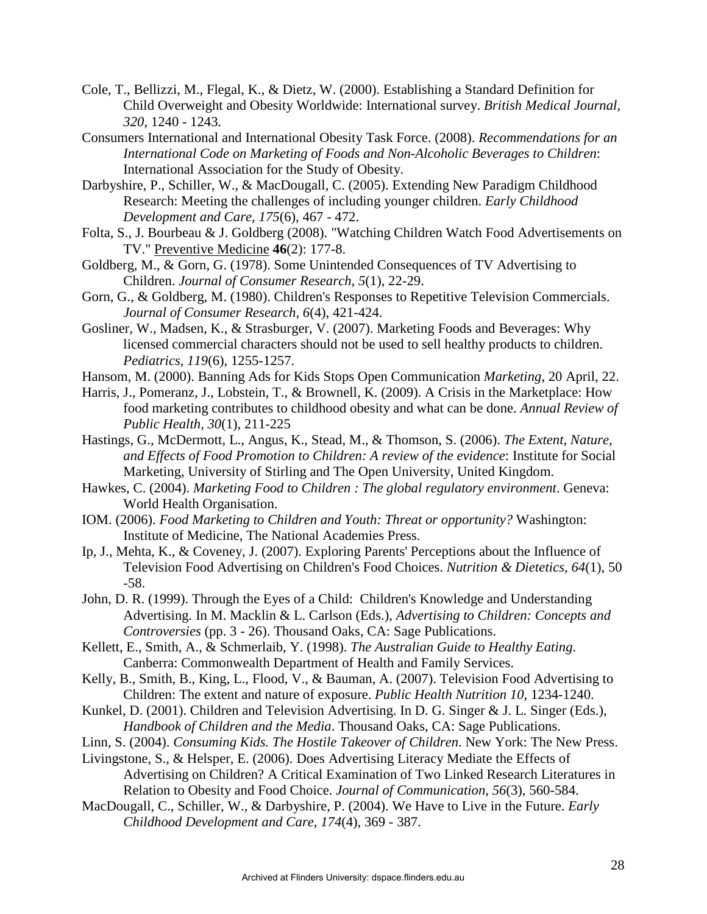Cole, T., Bellizzi, M., Flegal, K., & Dietz, W. (2000). Establishing a Standard Definition for Child Overweight and Obesity Worldwide: International survey. *British Medical Journal, 320*, 1240 - 1243.

Consumers International and International Obesity Task Force. (2008). *Recommendations for an International Code on Marketing of Foods and Non-Alcoholic Beverages to Children*: International Association for the Study of Obesity.

Darbyshire, P., Schiller, W., & MacDougall, C. (2005). Extending New Paradigm Childhood Research: Meeting the challenges of including younger children. *Early Childhood Development and Care, 175*(6), 467 - 472.

Folta, S., J. Bourbeau & J. Goldberg (2008). "Watching Children Watch Food Advertisements on TV." Preventive Medicine **46**(2): 177-8.

Goldberg, M., & Gorn, G. (1978). Some Unintended Consequences of TV Advertising to Children. *Journal of Consumer Research, 5*(1), 22-29.

Gorn, G., & Goldberg, M. (1980). Children's Responses to Repetitive Television Commercials. *Journal of Consumer Research, 6*(4), 421-424.

Gosliner, W., Madsen, K., & Strasburger, V. (2007). Marketing Foods and Beverages: Why licensed commercial characters should not be used to sell healthy products to children. *Pediatrics, 119*(6), 1255-1257.

Hansom, M. (2000). Banning Ads for Kids Stops Open Communication *Marketing*, 20 April, 22.

Harris, J., Pomeranz, J., Lobstein, T., & Brownell, K. (2009). A Crisis in the Marketplace: How food marketing contributes to childhood obesity and what can be done. *Annual Review of Public Health, 30*(1), 211-225

Hastings, G., McDermott, L., Angus, K., Stead, M., & Thomson, S. (2006). *The Extent, Nature, and Effects of Food Promotion to Children: A review of the evidence*: Institute for Social Marketing, University of Stirling and The Open University, United Kingdom.

Hawkes, C. (2004). *Marketing Food to Children : The global regulatory environment*. Geneva: World Health Organisation.

IOM. (2006). *Food Marketing to Children and Youth: Threat or opportunity?* Washington: Institute of Medicine, The National Academies Press.

Ip, J., Mehta, K., & Coveney, J. (2007). Exploring Parents' Perceptions about the Influence of Television Food Advertising on Children's Food Choices. *Nutrition & Dietetics, 64*(1), 50 -58.

John, D. R. (1999). Through the Eyes of a Child: Children's Knowledge and Understanding Advertising. In M. Macklin & L. Carlson (Eds.), *Advertising to Children: Concepts and Controversies* (pp. 3 - 26). Thousand Oaks, CA: Sage Publications.

Kellett, E., Smith, A., & Schmerlaib, Y. (1998). *The Australian Guide to Healthy Eating*. Canberra: Commonwealth Department of Health and Family Services.

Kelly, B., Smith, B., King, L., Flood, V., & Bauman, A. (2007). Television Food Advertising to Children: The extent and nature of exposure. *Public Health Nutrition 10*, 1234-1240.

Kunkel, D. (2001). Children and Television Advertising. In D. G. Singer & J. L. Singer (Eds.), *Handbook of Children and the Media*. Thousand Oaks, CA: Sage Publications.

Linn, S. (2004). *Consuming Kids. The Hostile Takeover of Children*. New York: The New Press.

Livingstone, S., & Helsper, E. (2006). Does Advertising Literacy Mediate the Effects of Advertising on Children? A Critical Examination of Two Linked Research Literatures in Relation to Obesity and Food Choice. *Journal of Communication, 56*(3), 560-584.

MacDougall, C., Schiller, W., & Darbyshire, P. (2004). We Have to Live in the Future. *Early Childhood Development and Care, 174*(4), 369 - 387.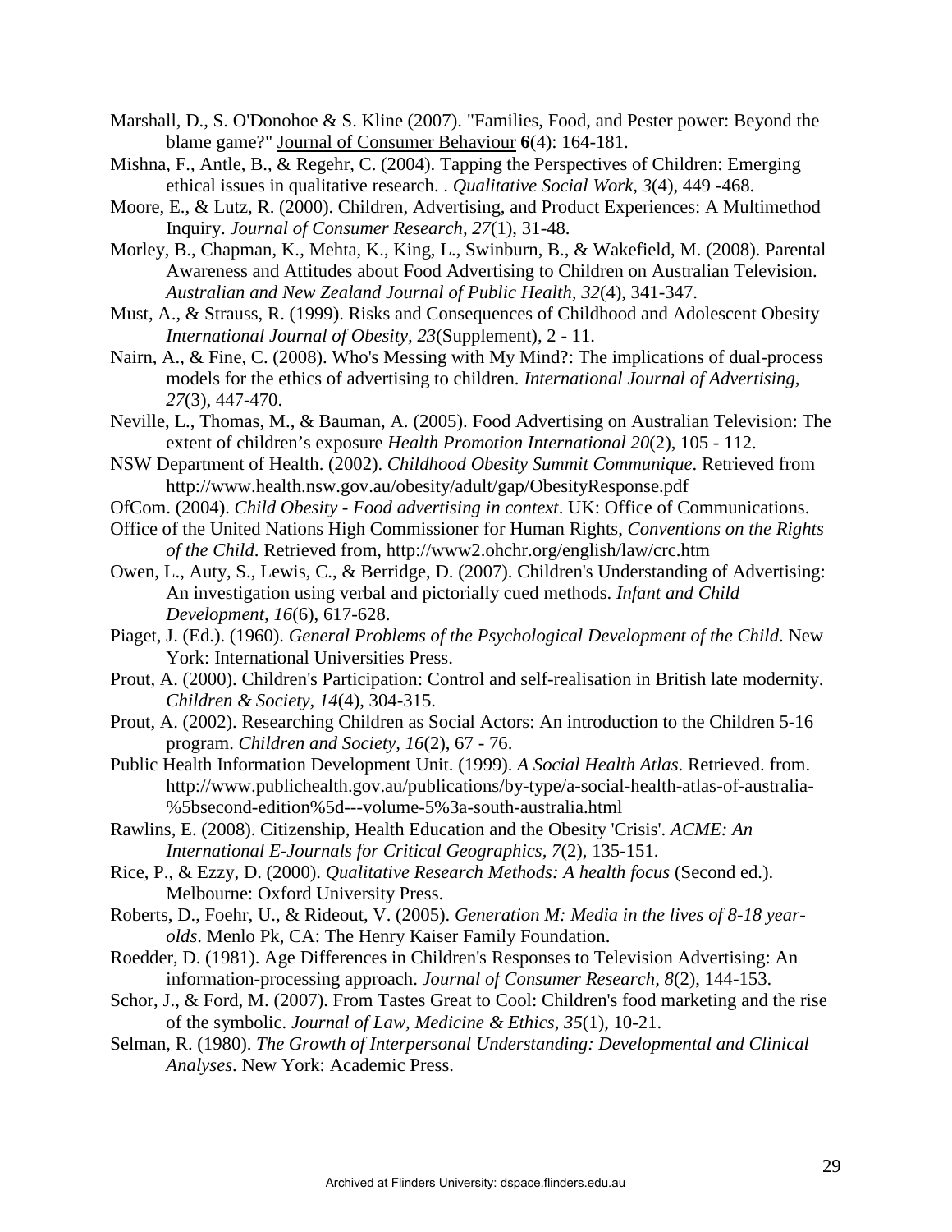Marshall, D., S. O'Donohoe & S. Kline (2007). "Families, Food, and Pester power: Beyond the blame game?" Journal of Consumer Behaviour **6**(4): 164-181.

Mishna, F., Antle, B., & Regehr, C. (2004). Tapping the Perspectives of Children: Emerging ethical issues in qualitative research. . *Qualitative Social Work, 3*(4), 449 -468.

Moore, E., & Lutz, R. (2000). Children, Advertising, and Product Experiences: A Multimethod Inquiry. *Journal of Consumer Research, 27*(1), 31-48.

Morley, B., Chapman, K., Mehta, K., King, L., Swinburn, B., & Wakefield, M. (2008). Parental Awareness and Attitudes about Food Advertising to Children on Australian Television. *Australian and New Zealand Journal of Public Health, 32*(4), 341-347.

Must, A., & Strauss, R. (1999). Risks and Consequences of Childhood and Adolescent Obesity *International Journal of Obesity, 23*(Supplement), 2 - 11.

Nairn, A., & Fine, C. (2008). Who's Messing with My Mind?: The implications of dual-process models for the ethics of advertising to children. *International Journal of Advertising, 27*(3), 447-470.

Neville, L., Thomas, M., & Bauman, A. (2005). Food Advertising on Australian Television: The extent of children's exposure *Health Promotion International 20*(2), 105 - 112.

NSW Department of Health. (2002). *Childhood Obesity Summit Communique*. Retrieved from http://www.health.nsw.gov.au/obesity/adult/gap/ObesityResponse.pdf

OfCom. (2004). *Child Obesity - Food advertising in context*. UK: Office of Communications.

Office of the United Nations High Commissioner for Human Rights, *Conventions on the Rights of the Child*. Retrieved from, http://www2.ohchr.org/english/law/crc.htm

Owen, L., Auty, S., Lewis, C., & Berridge, D. (2007). Children's Understanding of Advertising: An investigation using verbal and pictorially cued methods. *Infant and Child Development, 16*(6), 617-628.

Piaget, J. (Ed.). (1960). *General Problems of the Psychological Development of the Child*. New York: International Universities Press.

Prout, A. (2000). Children's Participation: Control and self-realisation in British late modernity. *Children & Society, 14*(4), 304-315.

Prout, A. (2002). Researching Children as Social Actors: An introduction to the Children 5-16 program. *Children and Society, 16*(2), 67 - 76.

Public Health Information Development Unit. (1999). *A Social Health Atlas*. Retrieved. from. http://www.publichealth.gov.au/publications/by-type/a-social-health-atlas-of-australia-%5bsecond-edition%5d---volume-5%3a-south-australia.html

Rawlins, E. (2008). Citizenship, Health Education and the Obesity 'Crisis'. *ACME: An International E-Journals for Critical Geographics, 7*(2), 135-151.

Rice, P., & Ezzy, D. (2000). *Qualitative Research Methods: A health focus* (Second ed.). Melbourne: Oxford University Press.

Roberts, D., Foehr, U., & Rideout, V. (2005). *Generation M: Media in the lives of 8-18 year-olds*. Menlo Pk, CA: The Henry Kaiser Family Foundation.

Roedder, D. (1981). Age Differences in Children's Responses to Television Advertising: An information-processing approach. *Journal of Consumer Research, 8*(2), 144-153.

Schor, J., & Ford, M. (2007). From Tastes Great to Cool: Children's food marketing and the rise of the symbolic. *Journal of Law, Medicine & Ethics, 35*(1), 10-21.

Selman, R. (1980). *The Growth of Interpersonal Understanding: Developmental and Clinical Analyses*. New York: Academic Press.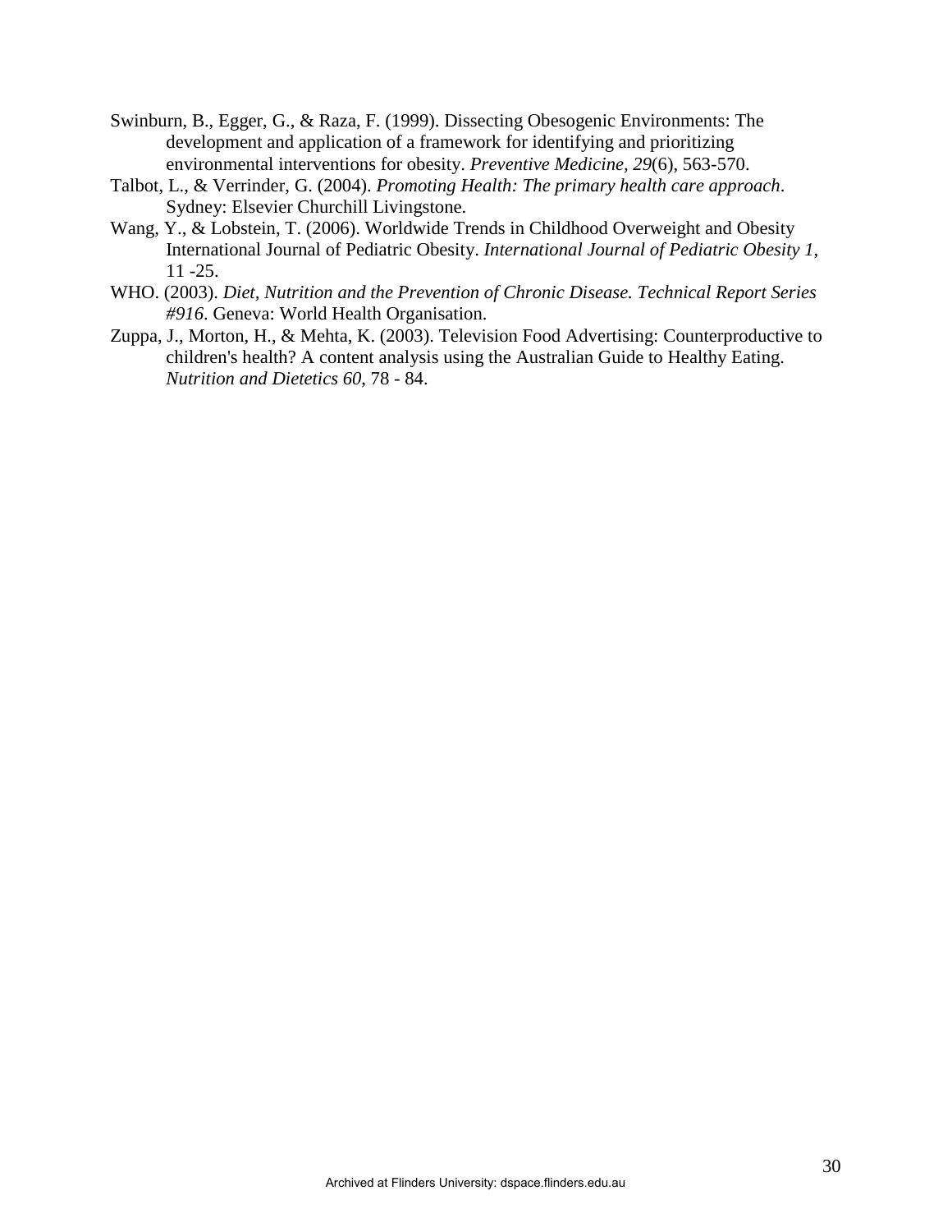Swinburn, B., Egger, G., & Raza, F. (1999). Dissecting Obesogenic Environments: The development and application of a framework for identifying and prioritizing environmental interventions for obesity. *Preventive Medicine, 29*(6), 563-570.

Talbot, L., & Verrinder, G. (2004). *Promoting Health: The primary health care approach*. Sydney: Elsevier Churchill Livingstone.

Wang, Y., & Lobstein, T. (2006). Worldwide Trends in Childhood Overweight and Obesity International Journal of Pediatric Obesity. *International Journal of Pediatric Obesity 1*, 11 -25.

WHO. (2003). *Diet, Nutrition and the Prevention of Chronic Disease. Technical Report Series #916*. Geneva: World Health Organisation.

Zuppa, J., Morton, H., & Mehta, K. (2003). Television Food Advertising: Counterproductive to children's health? A content analysis using the Australian Guide to Healthy Eating. *Nutrition and Dietetics 60*, 78 - 84.

Archived at Flinders University: dspace.flinders.edu.au